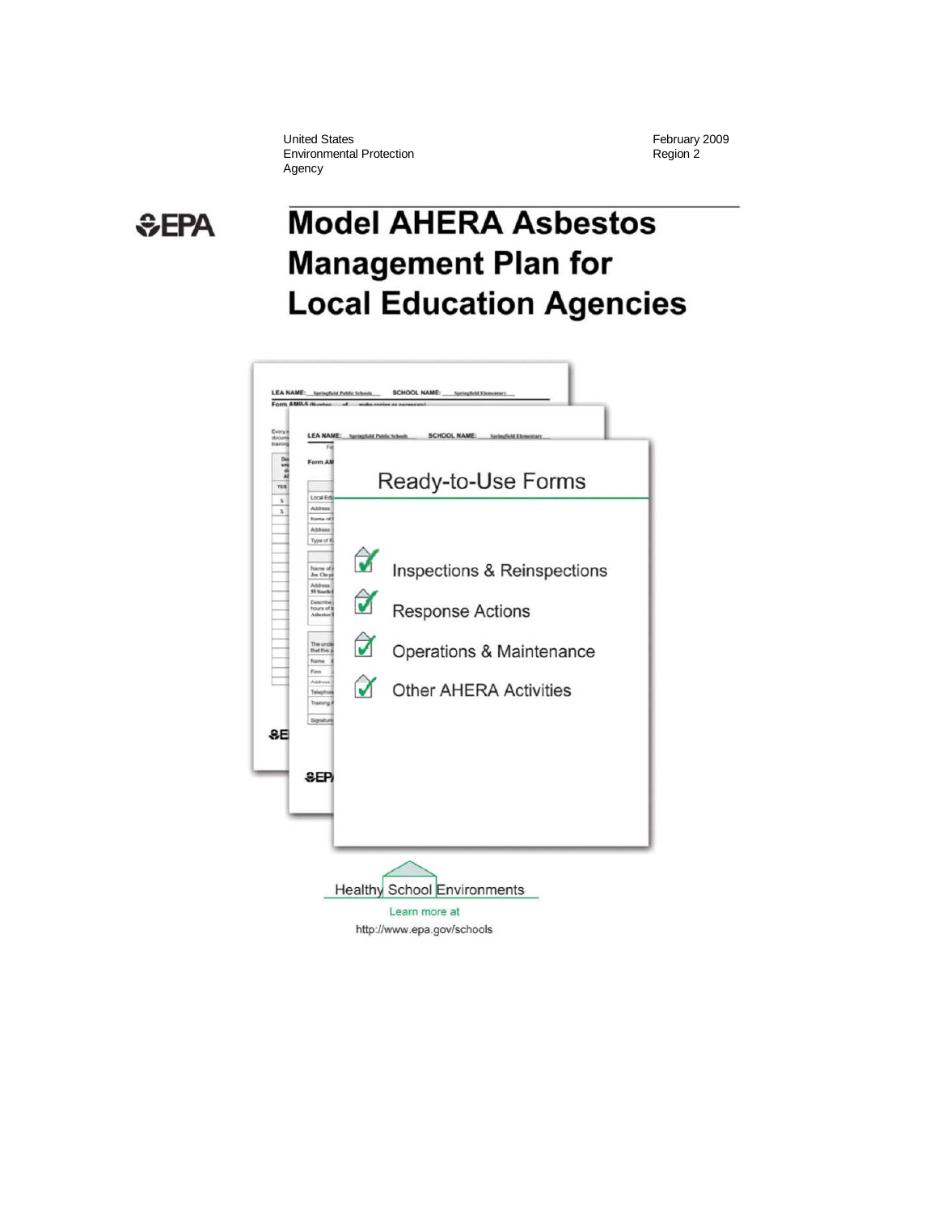United States
Environmental Protection
Agency

February 2009
Region 2

EPA

# Model AHERA Asbestos Management Plan for Local Education Agencies

## Ready-to-Use Forms

- Inspections & Reinspections
- Response Actions
- Operations & Maintenance
- Other AHERA Activities

Healthy School Environments

Learn more at

http://www.epa.gov/schools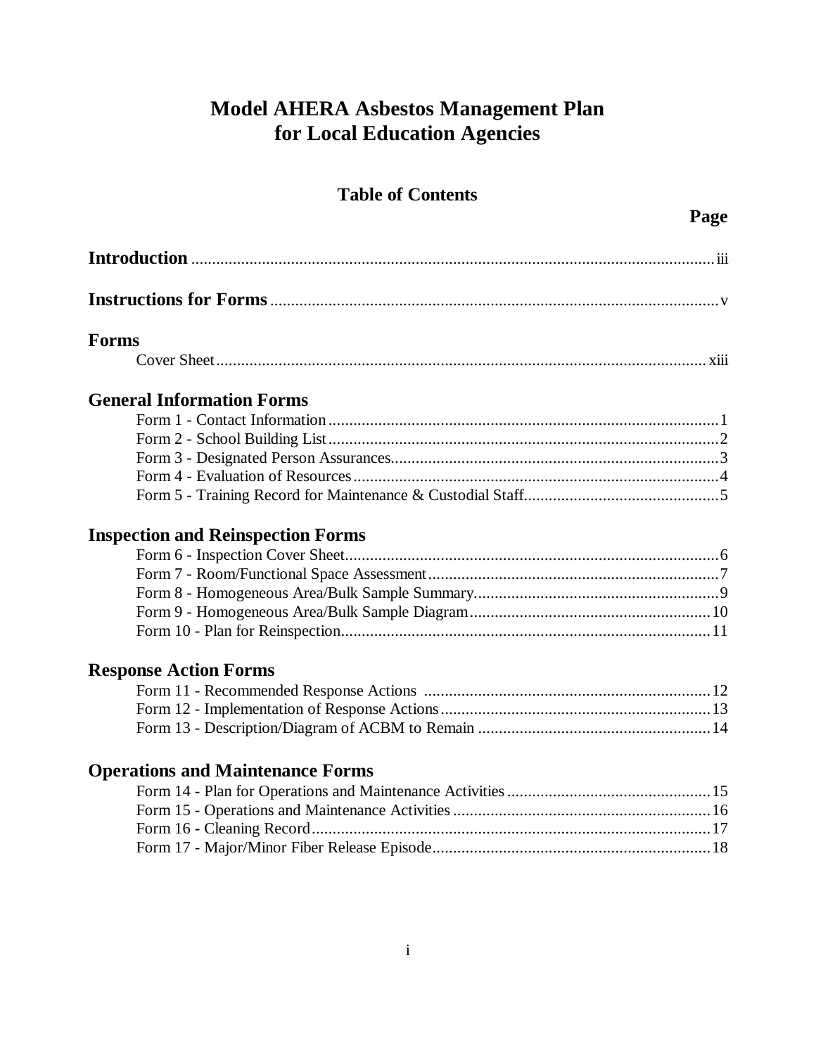# Model AHERA Asbestos Management Plan for Local Education Agencies

## Table of Contents

| | Page |
|---|---|
| **Introduction** | iii |
| **Instructions for Forms** | v |
| **Forms** | |
| Cover Sheet | xiii |
| **General Information Forms** | |
| Form 1 - Contact Information | 1 |
| Form 2 - School Building List | 2 |
| Form 3 - Designated Person Assurances | 3 |
| Form 4 - Evaluation of Resources | 4 |
| Form 5 - Training Record for Maintenance & Custodial Staff | 5 |
| **Inspection and Reinspection Forms** | |
| Form 6 - Inspection Cover Sheet | 6 |
| Form 7 - Room/Functional Space Assessment | 7 |
| Form 8 - Homogeneous Area/Bulk Sample Summary | 9 |
| Form 9 - Homogeneous Area/Bulk Sample Diagram | 10 |
| Form 10 - Plan for Reinspection | 11 |
| **Response Action Forms** | |
| Form 11 - Recommended Response Actions | 12 |
| Form 12 - Implementation of Response Actions | 13 |
| Form 13 - Description/Diagram of ACBM to Remain | 14 |
| **Operations and Maintenance Forms** | |
| Form 14 - Plan for Operations and Maintenance Activities | 15 |
| Form 15 - Operations and Maintenance Activities | 16 |
| Form 16 - Cleaning Record | 17 |
| Form 17 - Major/Minor Fiber Release Episode | 18 |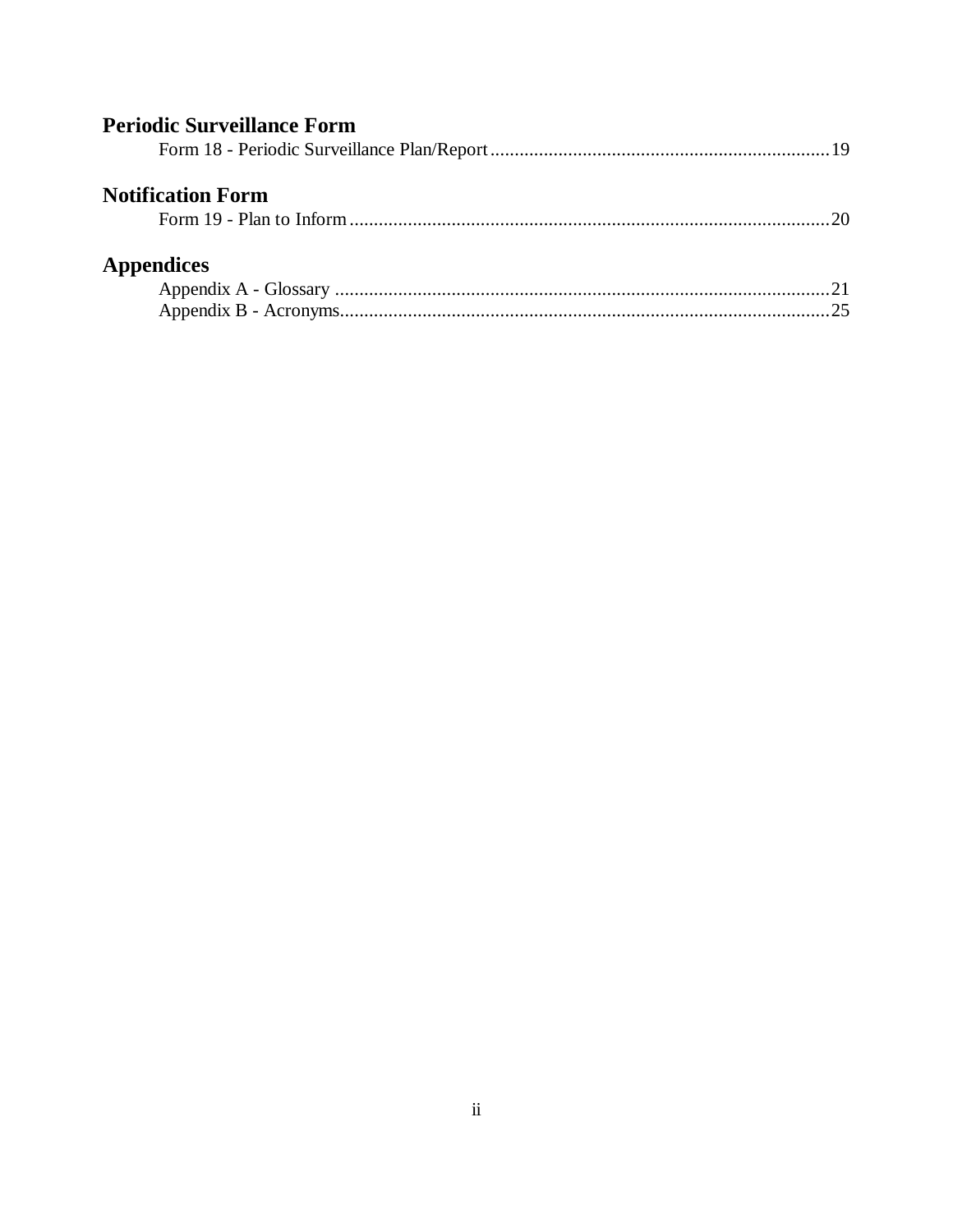## Periodic Surveillance Form

Form 18 - Periodic Surveillance Plan/Report ..................................................................... 19

## Notification Form

Form 19 - Plan to Inform .................................................................................................. 20

## Appendices

Appendix A - Glossary ..................................................................................................... 21

Appendix B - Acronyms.................................................................................................... 25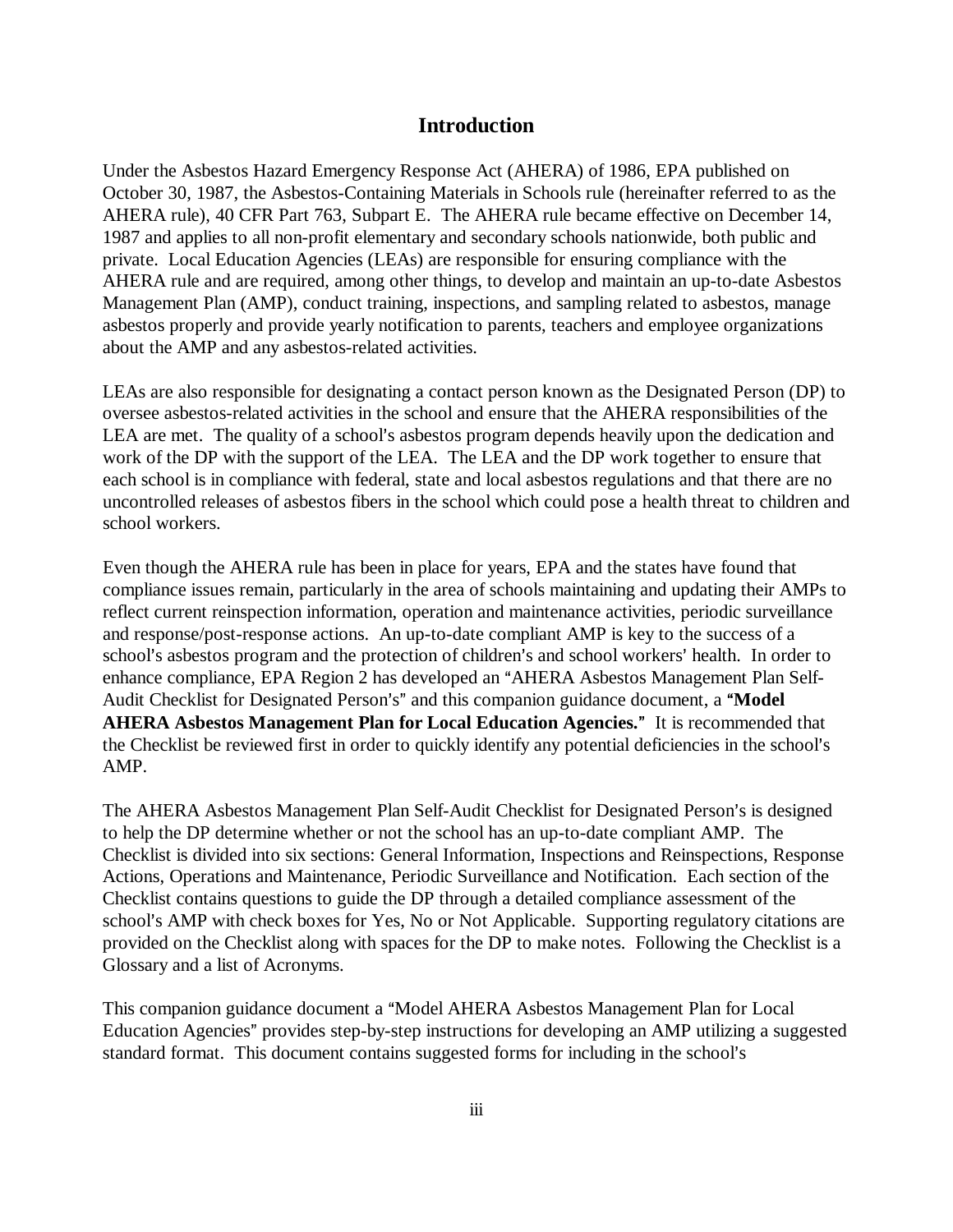# Introduction

Under the Asbestos Hazard Emergency Response Act (AHERA) of 1986, EPA published on October 30, 1987, the Asbestos-Containing Materials in Schools rule (hereinafter referred to as the AHERA rule), 40 CFR Part 763, Subpart E. The AHERA rule became effective on December 14, 1987 and applies to all non-profit elementary and secondary schools nationwide, both public and private. Local Education Agencies (LEAs) are responsible for ensuring compliance with the AHERA rule and are required, among other things, to develop and maintain an up-to-date Asbestos Management Plan (AMP), conduct training, inspections, and sampling related to asbestos, manage asbestos properly and provide yearly notification to parents, teachers and employee organizations about the AMP and any asbestos-related activities.

LEAs are also responsible for designating a contact person known as the Designated Person (DP) to oversee asbestos-related activities in the school and ensure that the AHERA responsibilities of the LEA are met. The quality of a school's asbestos program depends heavily upon the dedication and work of the DP with the support of the LEA. The LEA and the DP work together to ensure that each school is in compliance with federal, state and local asbestos regulations and that there are no uncontrolled releases of asbestos fibers in the school which could pose a health threat to children and school workers.

Even though the AHERA rule has been in place for years, EPA and the states have found that compliance issues remain, particularly in the area of schools maintaining and updating their AMPs to reflect current reinspection information, operation and maintenance activities, periodic surveillance and response/post-response actions. An up-to-date compliant AMP is key to the success of a school's asbestos program and the protection of children's and school workers' health. In order to enhance compliance, EPA Region 2 has developed an "AHERA Asbestos Management Plan Self-Audit Checklist for Designated Person's" and this companion guidance document, a **"Model AHERA Asbestos Management Plan for Local Education Agencies."** It is recommended that the Checklist be reviewed first in order to quickly identify any potential deficiencies in the school's AMP.

The AHERA Asbestos Management Plan Self-Audit Checklist for Designated Person's is designed to help the DP determine whether or not the school has an up-to-date compliant AMP. The Checklist is divided into six sections: General Information, Inspections and Reinspections, Response Actions, Operations and Maintenance, Periodic Surveillance and Notification. Each section of the Checklist contains questions to guide the DP through a detailed compliance assessment of the school's AMP with check boxes for Yes, No or Not Applicable. Supporting regulatory citations are provided on the Checklist along with spaces for the DP to make notes. Following the Checklist is a Glossary and a list of Acronyms.

This companion guidance document a "Model AHERA Asbestos Management Plan for Local Education Agencies" provides step-by-step instructions for developing an AMP utilizing a suggested standard format. This document contains suggested forms for including in the school's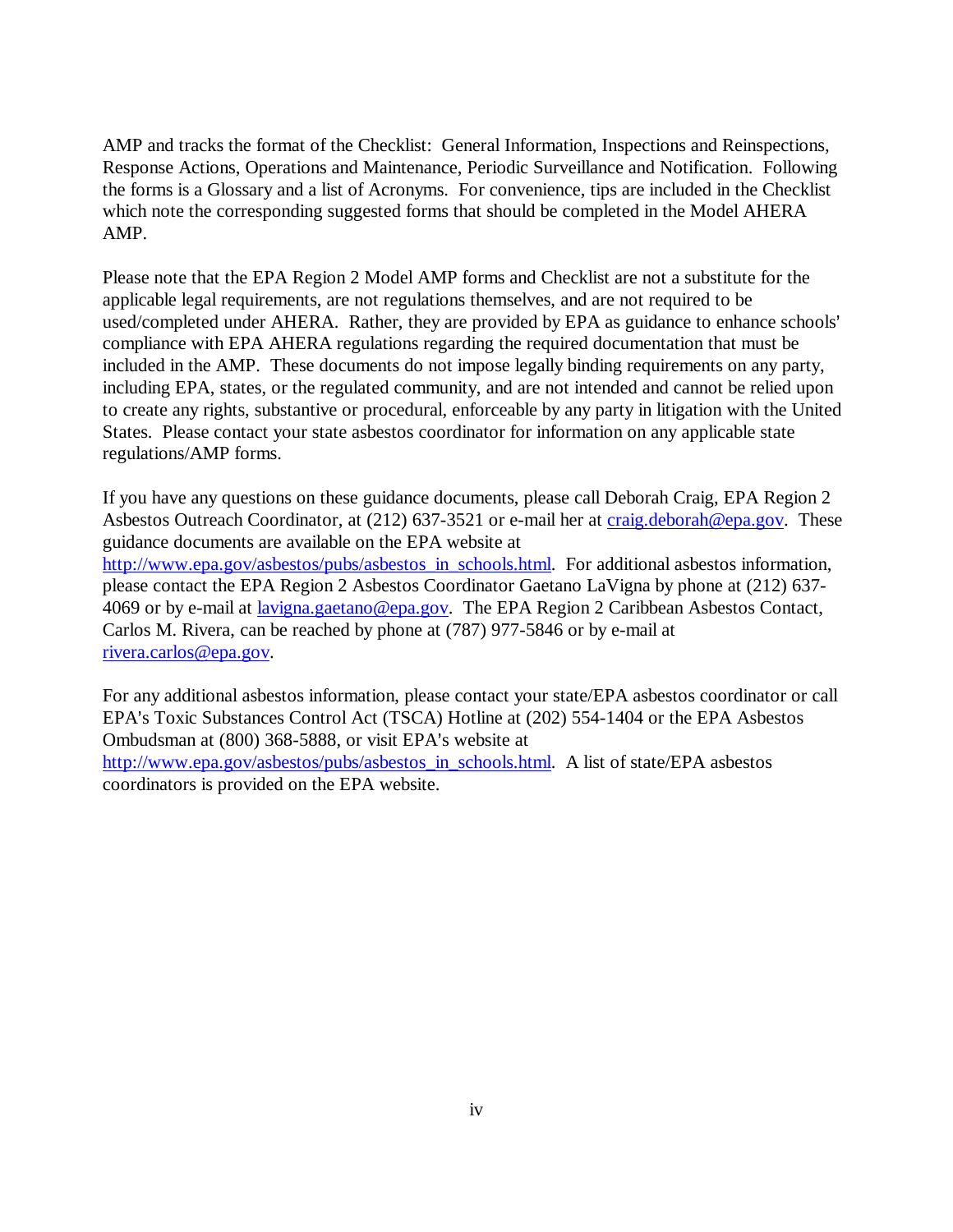AMP and tracks the format of the Checklist: General Information, Inspections and Reinspections, Response Actions, Operations and Maintenance, Periodic Surveillance and Notification. Following the forms is a Glossary and a list of Acronyms. For convenience, tips are included in the Checklist which note the corresponding suggested forms that should be completed in the Model AHERA AMP.

Please note that the EPA Region 2 Model AMP forms and Checklist are not a substitute for the applicable legal requirements, are not regulations themselves, and are not required to be used/completed under AHERA. Rather, they are provided by EPA as guidance to enhance schools' compliance with EPA AHERA regulations regarding the required documentation that must be included in the AMP. These documents do not impose legally binding requirements on any party, including EPA, states, or the regulated community, and are not intended and cannot be relied upon to create any rights, substantive or procedural, enforceable by any party in litigation with the United States. Please contact your state asbestos coordinator for information on any applicable state regulations/AMP forms.

If you have any questions on these guidance documents, please call Deborah Craig, EPA Region 2 Asbestos Outreach Coordinator, at (212) 637-3521 or e-mail her at craig.deborah@epa.gov. These guidance documents are available on the EPA website at http://www.epa.gov/asbestos/pubs/asbestos_in_schools.html. For additional asbestos information, please contact the EPA Region 2 Asbestos Coordinator Gaetano LaVigna by phone at (212) 637-4069 or by e-mail at lavigna.gaetano@epa.gov. The EPA Region 2 Caribbean Asbestos Contact, Carlos M. Rivera, can be reached by phone at (787) 977-5846 or by e-mail at rivera.carlos@epa.gov.

For any additional asbestos information, please contact your state/EPA asbestos coordinator or call EPA's Toxic Substances Control Act (TSCA) Hotline at (202) 554-1404 or the EPA Asbestos Ombudsman at (800) 368-5888, or visit EPA's website at http://www.epa.gov/asbestos/pubs/asbestos_in_schools.html. A list of state/EPA asbestos coordinators is provided on the EPA website.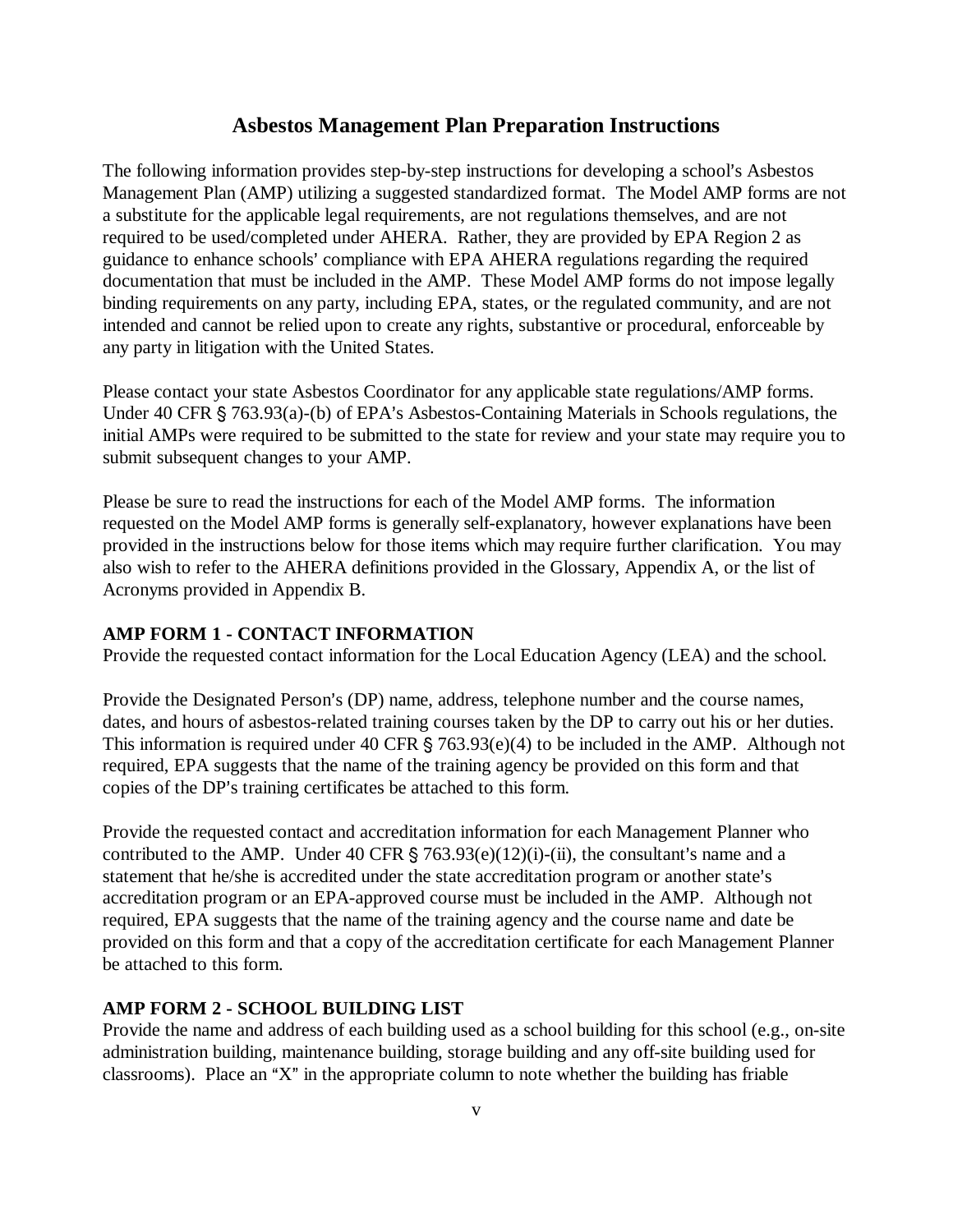# Asbestos Management Plan Preparation Instructions

The following information provides step-by-step instructions for developing a school's Asbestos Management Plan (AMP) utilizing a suggested standardized format. The Model AMP forms are not a substitute for the applicable legal requirements, are not regulations themselves, and are not required to be used/completed under AHERA. Rather, they are provided by EPA Region 2 as guidance to enhance schools' compliance with EPA AHERA regulations regarding the required documentation that must be included in the AMP. These Model AMP forms do not impose legally binding requirements on any party, including EPA, states, or the regulated community, and are not intended and cannot be relied upon to create any rights, substantive or procedural, enforceable by any party in litigation with the United States.

Please contact your state Asbestos Coordinator for any applicable state regulations/AMP forms. Under 40 CFR § 763.93(a)-(b) of EPA's Asbestos-Containing Materials in Schools regulations, the initial AMPs were required to be submitted to the state for review and your state may require you to submit subsequent changes to your AMP.

Please be sure to read the instructions for each of the Model AMP forms. The information requested on the Model AMP forms is generally self-explanatory, however explanations have been provided in the instructions below for those items which may require further clarification. You may also wish to refer to the AHERA definitions provided in the Glossary, Appendix A, or the list of Acronyms provided in Appendix B.

**AMP FORM 1 - CONTACT INFORMATION**

Provide the requested contact information for the Local Education Agency (LEA) and the school.

Provide the Designated Person's (DP) name, address, telephone number and the course names, dates, and hours of asbestos-related training courses taken by the DP to carry out his or her duties. This information is required under 40 CFR § 763.93(e)(4) to be included in the AMP. Although not required, EPA suggests that the name of the training agency be provided on this form and that copies of the DP's training certificates be attached to this form.

Provide the requested contact and accreditation information for each Management Planner who contributed to the AMP. Under 40 CFR § 763.93(e)(12)(i)-(ii), the consultant's name and a statement that he/she is accredited under the state accreditation program or another state's accreditation program or an EPA-approved course must be included in the AMP. Although not required, EPA suggests that the name of the training agency and the course name and date be provided on this form and that a copy of the accreditation certificate for each Management Planner be attached to this form.

**AMP FORM 2 - SCHOOL BUILDING LIST**

Provide the name and address of each building used as a school building for this school (e.g., on-site administration building, maintenance building, storage building and any off-site building used for classrooms). Place an "X" in the appropriate column to note whether the building has friable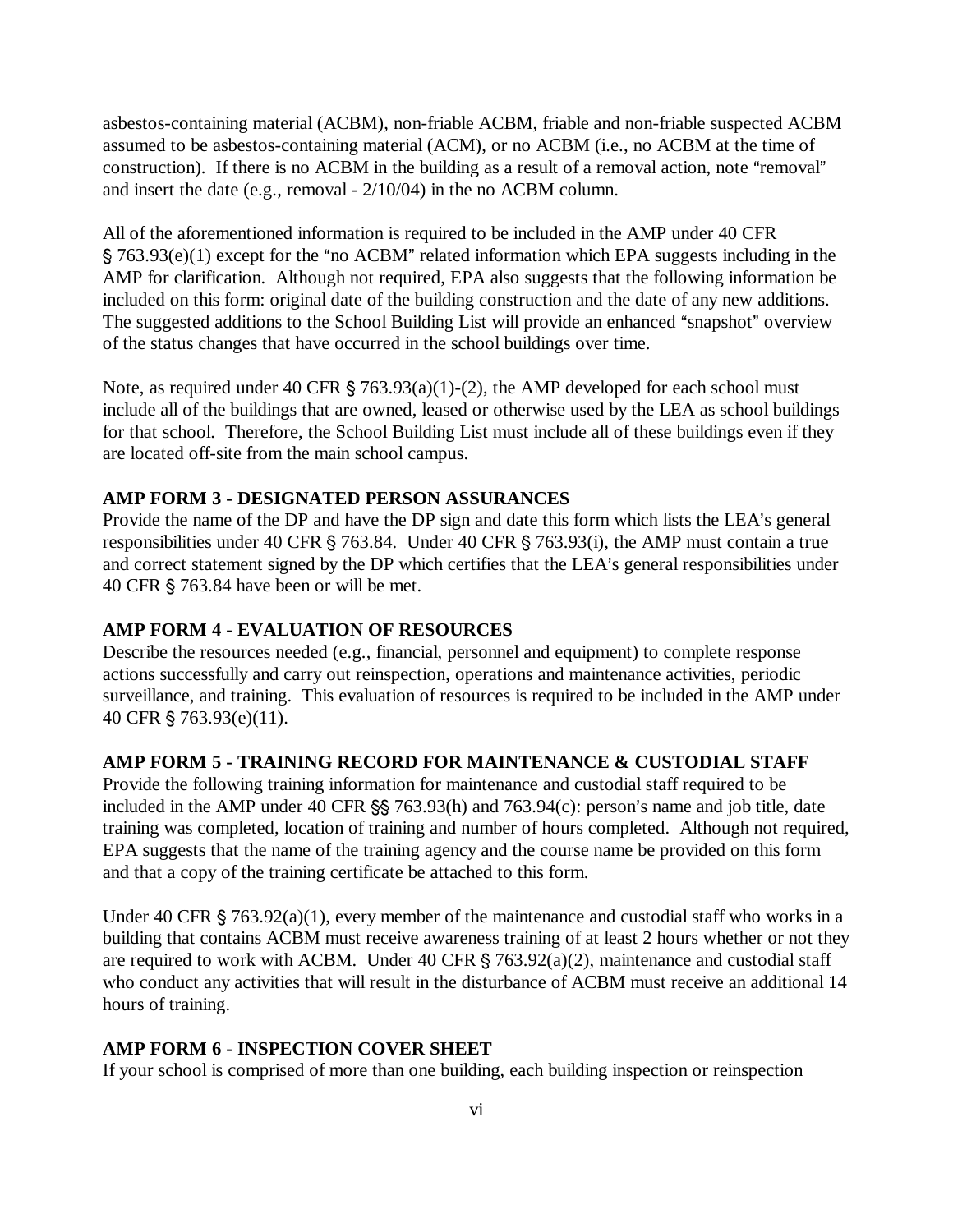asbestos-containing material (ACBM), non-friable ACBM, friable and non-friable suspected ACBM assumed to be asbestos-containing material (ACM), or no ACBM (i.e., no ACBM at the time of construction). If there is no ACBM in the building as a result of a removal action, note "removal" and insert the date (e.g., removal - 2/10/04) in the no ACBM column.

All of the aforementioned information is required to be included in the AMP under 40 CFR § 763.93(e)(1) except for the "no ACBM" related information which EPA suggests including in the AMP for clarification. Although not required, EPA also suggests that the following information be included on this form: original date of the building construction and the date of any new additions. The suggested additions to the School Building List will provide an enhanced "snapshot" overview of the status changes that have occurred in the school buildings over time.

Note, as required under 40 CFR § 763.93(a)(1)-(2), the AMP developed for each school must include all of the buildings that are owned, leased or otherwise used by the LEA as school buildings for that school. Therefore, the School Building List must include all of these buildings even if they are located off-site from the main school campus.

**AMP FORM 3 - DESIGNATED PERSON ASSURANCES**

Provide the name of the DP and have the DP sign and date this form which lists the LEA's general responsibilities under 40 CFR § 763.84. Under 40 CFR § 763.93(i), the AMP must contain a true and correct statement signed by the DP which certifies that the LEA's general responsibilities under 40 CFR § 763.84 have been or will be met.

**AMP FORM 4 - EVALUATION OF RESOURCES**

Describe the resources needed (e.g., financial, personnel and equipment) to complete response actions successfully and carry out reinspection, operations and maintenance activities, periodic surveillance, and training. This evaluation of resources is required to be included in the AMP under 40 CFR § 763.93(e)(11).

**AMP FORM 5 - TRAINING RECORD FOR MAINTENANCE & CUSTODIAL STAFF**

Provide the following training information for maintenance and custodial staff required to be included in the AMP under 40 CFR §§ 763.93(h) and 763.94(c): person's name and job title, date training was completed, location of training and number of hours completed. Although not required, EPA suggests that the name of the training agency and the course name be provided on this form and that a copy of the training certificate be attached to this form.

Under 40 CFR § 763.92(a)(1), every member of the maintenance and custodial staff who works in a building that contains ACBM must receive awareness training of at least 2 hours whether or not they are required to work with ACBM. Under 40 CFR § 763.92(a)(2), maintenance and custodial staff who conduct any activities that will result in the disturbance of ACBM must receive an additional 14 hours of training.

**AMP FORM 6 - INSPECTION COVER SHEET**

If your school is comprised of more than one building, each building inspection or reinspection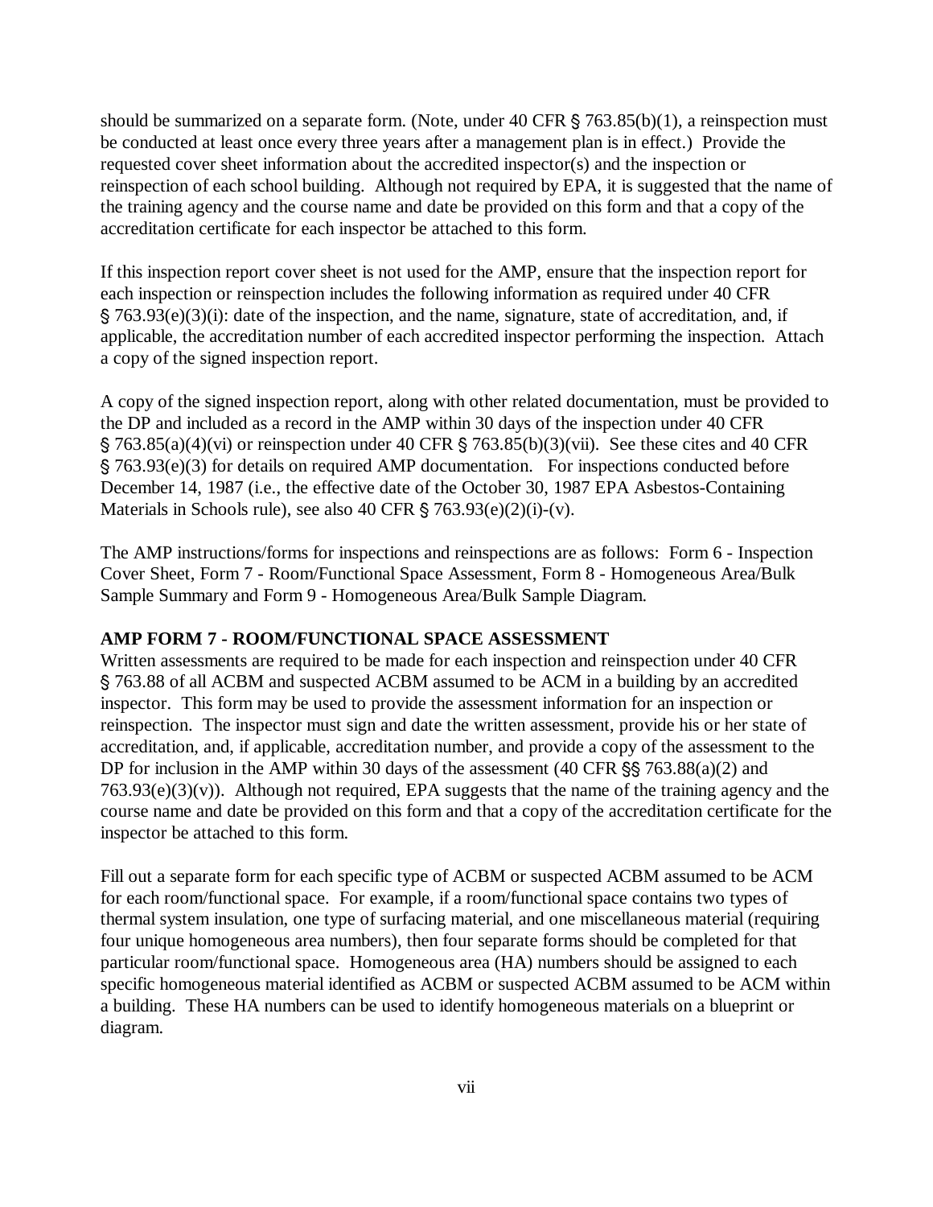should be summarized on a separate form. (Note, under 40 CFR § 763.85(b)(1), a reinspection must be conducted at least once every three years after a management plan is in effect.) Provide the requested cover sheet information about the accredited inspector(s) and the inspection or reinspection of each school building. Although not required by EPA, it is suggested that the name of the training agency and the course name and date be provided on this form and that a copy of the accreditation certificate for each inspector be attached to this form.

If this inspection report cover sheet is not used for the AMP, ensure that the inspection report for each inspection or reinspection includes the following information as required under 40 CFR § 763.93(e)(3)(i): date of the inspection, and the name, signature, state of accreditation, and, if applicable, the accreditation number of each accredited inspector performing the inspection. Attach a copy of the signed inspection report.

A copy of the signed inspection report, along with other related documentation, must be provided to the DP and included as a record in the AMP within 30 days of the inspection under 40 CFR § 763.85(a)(4)(vi) or reinspection under 40 CFR § 763.85(b)(3)(vii). See these cites and 40 CFR § 763.93(e)(3) for details on required AMP documentation. For inspections conducted before December 14, 1987 (i.e., the effective date of the October 30, 1987 EPA Asbestos-Containing Materials in Schools rule), see also 40 CFR § 763.93(e)(2)(i)-(v).

The AMP instructions/forms for inspections and reinspections are as follows: Form 6 - Inspection Cover Sheet, Form 7 - Room/Functional Space Assessment, Form 8 - Homogeneous Area/Bulk Sample Summary and Form 9 - Homogeneous Area/Bulk Sample Diagram.

**AMP FORM 7 - ROOM/FUNCTIONAL SPACE ASSESSMENT**

Written assessments are required to be made for each inspection and reinspection under 40 CFR § 763.88 of all ACBM and suspected ACBM assumed to be ACM in a building by an accredited inspector. This form may be used to provide the assessment information for an inspection or reinspection. The inspector must sign and date the written assessment, provide his or her state of accreditation, and, if applicable, accreditation number, and provide a copy of the assessment to the DP for inclusion in the AMP within 30 days of the assessment (40 CFR §§ 763.88(a)(2) and 763.93(e)(3)(v)). Although not required, EPA suggests that the name of the training agency and the course name and date be provided on this form and that a copy of the accreditation certificate for the inspector be attached to this form.

Fill out a separate form for each specific type of ACBM or suspected ACBM assumed to be ACM for each room/functional space. For example, if a room/functional space contains two types of thermal system insulation, one type of surfacing material, and one miscellaneous material (requiring four unique homogeneous area numbers), then four separate forms should be completed for that particular room/functional space. Homogeneous area (HA) numbers should be assigned to each specific homogeneous material identified as ACBM or suspected ACBM assumed to be ACM within a building. These HA numbers can be used to identify homogeneous materials on a blueprint or diagram.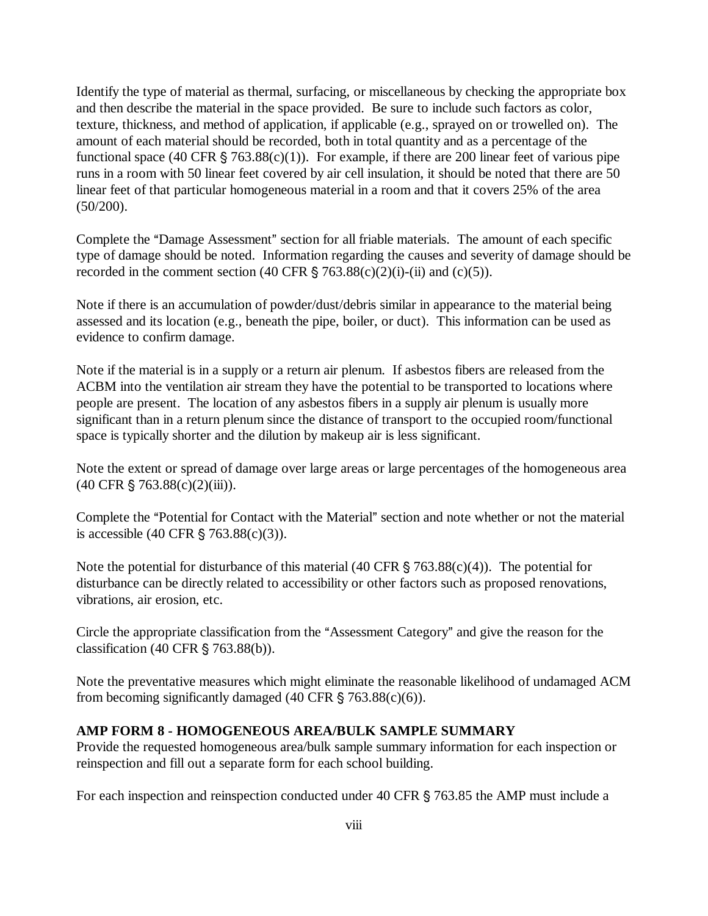Identify the type of material as thermal, surfacing, or miscellaneous by checking the appropriate box and then describe the material in the space provided. Be sure to include such factors as color, texture, thickness, and method of application, if applicable (e.g., sprayed on or trowelled on). The amount of each material should be recorded, both in total quantity and as a percentage of the functional space (40 CFR § 763.88(c)(1)). For example, if there are 200 linear feet of various pipe runs in a room with 50 linear feet covered by air cell insulation, it should be noted that there are 50 linear feet of that particular homogeneous material in a room and that it covers 25% of the area (50/200).

Complete the "Damage Assessment" section for all friable materials. The amount of each specific type of damage should be noted. Information regarding the causes and severity of damage should be recorded in the comment section (40 CFR § 763.88(c)(2)(i)-(ii) and (c)(5)).

Note if there is an accumulation of powder/dust/debris similar in appearance to the material being assessed and its location (e.g., beneath the pipe, boiler, or duct). This information can be used as evidence to confirm damage.

Note if the material is in a supply or a return air plenum. If asbestos fibers are released from the ACBM into the ventilation air stream they have the potential to be transported to locations where people are present. The location of any asbestos fibers in a supply air plenum is usually more significant than in a return plenum since the distance of transport to the occupied room/functional space is typically shorter and the dilution by makeup air is less significant.

Note the extent or spread of damage over large areas or large percentages of the homogeneous area (40 CFR § 763.88(c)(2)(iii)).

Complete the "Potential for Contact with the Material" section and note whether or not the material is accessible (40 CFR § 763.88(c)(3)).

Note the potential for disturbance of this material (40 CFR § 763.88(c)(4)). The potential for disturbance can be directly related to accessibility or other factors such as proposed renovations, vibrations, air erosion, etc.

Circle the appropriate classification from the "Assessment Category" and give the reason for the classification (40 CFR § 763.88(b)).

Note the preventative measures which might eliminate the reasonable likelihood of undamaged ACM from becoming significantly damaged (40 CFR § 763.88(c)(6)).

**AMP FORM 8 - HOMOGENEOUS AREA/BULK SAMPLE SUMMARY**

Provide the requested homogeneous area/bulk sample summary information for each inspection or reinspection and fill out a separate form for each school building.

For each inspection and reinspection conducted under 40 CFR § 763.85 the AMP must include a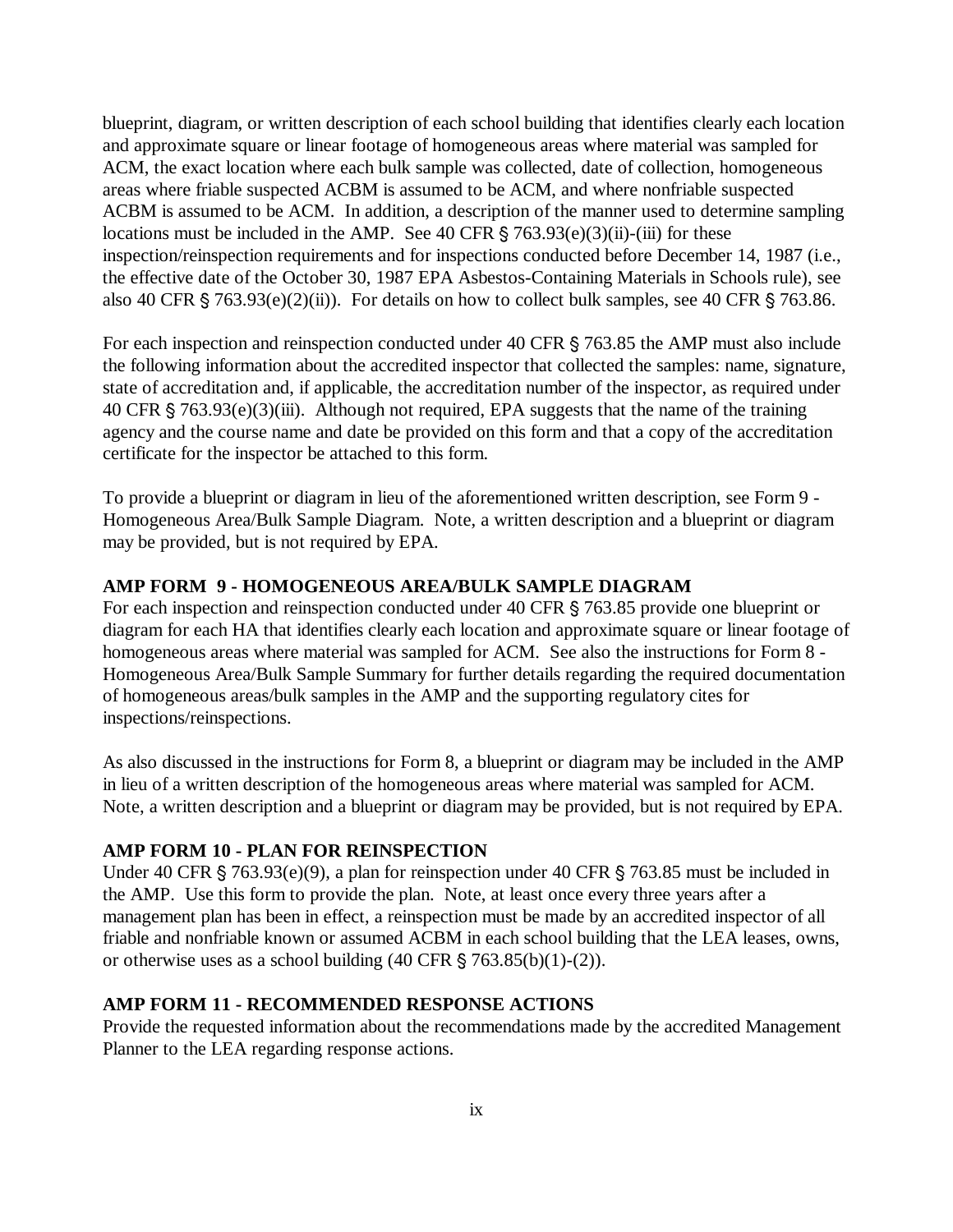blueprint, diagram, or written description of each school building that identifies clearly each location and approximate square or linear footage of homogeneous areas where material was sampled for ACM, the exact location where each bulk sample was collected, date of collection, homogeneous areas where friable suspected ACBM is assumed to be ACM, and where nonfriable suspected ACBM is assumed to be ACM. In addition, a description of the manner used to determine sampling locations must be included in the AMP. See 40 CFR § 763.93(e)(3)(ii)-(iii) for these inspection/reinspection requirements and for inspections conducted before December 14, 1987 (i.e., the effective date of the October 30, 1987 EPA Asbestos-Containing Materials in Schools rule), see also 40 CFR § 763.93(e)(2)(ii)). For details on how to collect bulk samples, see 40 CFR § 763.86.

For each inspection and reinspection conducted under 40 CFR § 763.85 the AMP must also include the following information about the accredited inspector that collected the samples: name, signature, state of accreditation and, if applicable, the accreditation number of the inspector, as required under 40 CFR § 763.93(e)(3)(iii). Although not required, EPA suggests that the name of the training agency and the course name and date be provided on this form and that a copy of the accreditation certificate for the inspector be attached to this form.

To provide a blueprint or diagram in lieu of the aforementioned written description, see Form 9 - Homogeneous Area/Bulk Sample Diagram. Note, a written description and a blueprint or diagram may be provided, but is not required by EPA.

### AMP FORM 9 - HOMOGENEOUS AREA/BULK SAMPLE DIAGRAM

For each inspection and reinspection conducted under 40 CFR § 763.85 provide one blueprint or diagram for each HA that identifies clearly each location and approximate square or linear footage of homogeneous areas where material was sampled for ACM. See also the instructions for Form 8 - Homogeneous Area/Bulk Sample Summary for further details regarding the required documentation of homogeneous areas/bulk samples in the AMP and the supporting regulatory cites for inspections/reinspections.

As also discussed in the instructions for Form 8, a blueprint or diagram may be included in the AMP in lieu of a written description of the homogeneous areas where material was sampled for ACM. Note, a written description and a blueprint or diagram may be provided, but is not required by EPA.

### AMP FORM 10 - PLAN FOR REINSPECTION

Under 40 CFR § 763.93(e)(9), a plan for reinspection under 40 CFR § 763.85 must be included in the AMP. Use this form to provide the plan. Note, at least once every three years after a management plan has been in effect, a reinspection must be made by an accredited inspector of all friable and nonfriable known or assumed ACBM in each school building that the LEA leases, owns, or otherwise uses as a school building (40 CFR § 763.85(b)(1)-(2)).

### AMP FORM 11 - RECOMMENDED RESPONSE ACTIONS

Provide the requested information about the recommendations made by the accredited Management Planner to the LEA regarding response actions.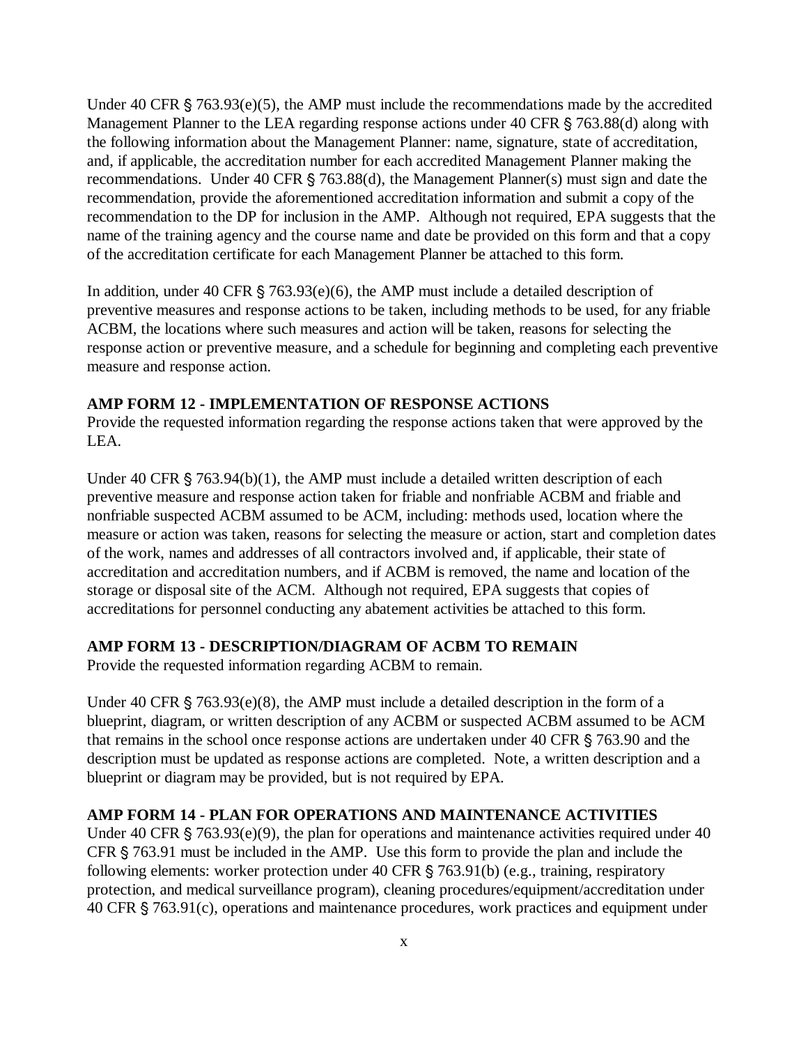Under 40 CFR § 763.93(e)(5), the AMP must include the recommendations made by the accredited Management Planner to the LEA regarding response actions under 40 CFR § 763.88(d) along with the following information about the Management Planner: name, signature, state of accreditation, and, if applicable, the accreditation number for each accredited Management Planner making the recommendations. Under 40 CFR § 763.88(d), the Management Planner(s) must sign and date the recommendation, provide the aforementioned accreditation information and submit a copy of the recommendation to the DP for inclusion in the AMP. Although not required, EPA suggests that the name of the training agency and the course name and date be provided on this form and that a copy of the accreditation certificate for each Management Planner be attached to this form.

In addition, under 40 CFR § 763.93(e)(6), the AMP must include a detailed description of preventive measures and response actions to be taken, including methods to be used, for any friable ACBM, the locations where such measures and action will be taken, reasons for selecting the response action or preventive measure, and a schedule for beginning and completing each preventive measure and response action.

**AMP FORM 12 - IMPLEMENTATION OF RESPONSE ACTIONS**

Provide the requested information regarding the response actions taken that were approved by the LEA.

Under 40 CFR § 763.94(b)(1), the AMP must include a detailed written description of each preventive measure and response action taken for friable and nonfriable ACBM and friable and nonfriable suspected ACBM assumed to be ACM, including: methods used, location where the measure or action was taken, reasons for selecting the measure or action, start and completion dates of the work, names and addresses of all contractors involved and, if applicable, their state of accreditation and accreditation numbers, and if ACBM is removed, the name and location of the storage or disposal site of the ACM. Although not required, EPA suggests that copies of accreditations for personnel conducting any abatement activities be attached to this form.

**AMP FORM 13 - DESCRIPTION/DIAGRAM OF ACBM TO REMAIN**

Provide the requested information regarding ACBM to remain.

Under 40 CFR § 763.93(e)(8), the AMP must include a detailed description in the form of a blueprint, diagram, or written description of any ACBM or suspected ACBM assumed to be ACM that remains in the school once response actions are undertaken under 40 CFR § 763.90 and the description must be updated as response actions are completed. Note, a written description and a blueprint or diagram may be provided, but is not required by EPA.

**AMP FORM 14 - PLAN FOR OPERATIONS AND MAINTENANCE ACTIVITIES**

Under 40 CFR § 763.93(e)(9), the plan for operations and maintenance activities required under 40 CFR § 763.91 must be included in the AMP. Use this form to provide the plan and include the following elements: worker protection under 40 CFR § 763.91(b) (e.g., training, respiratory protection, and medical surveillance program), cleaning procedures/equipment/accreditation under 40 CFR § 763.91(c), operations and maintenance procedures, work practices and equipment under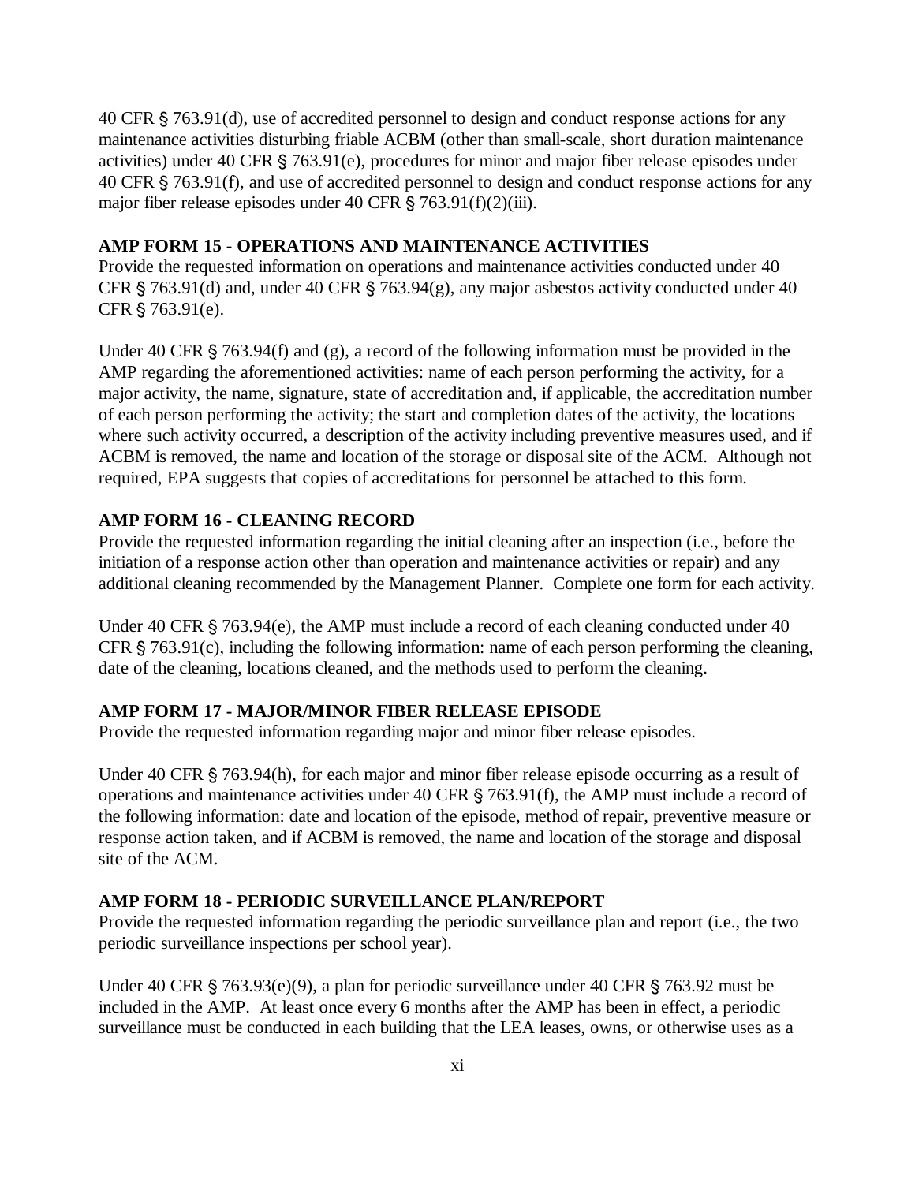40 CFR § 763.91(d), use of accredited personnel to design and conduct response actions for any maintenance activities disturbing friable ACBM (other than small-scale, short duration maintenance activities) under 40 CFR § 763.91(e), procedures for minor and major fiber release episodes under 40 CFR § 763.91(f), and use of accredited personnel to design and conduct response actions for any major fiber release episodes under 40 CFR § 763.91(f)(2)(iii).

**AMP FORM 15 - OPERATIONS AND MAINTENANCE ACTIVITIES**

Provide the requested information on operations and maintenance activities conducted under 40 CFR § 763.91(d) and, under 40 CFR § 763.94(g), any major asbestos activity conducted under 40 CFR § 763.91(e).

Under 40 CFR § 763.94(f) and (g), a record of the following information must be provided in the AMP regarding the aforementioned activities: name of each person performing the activity, for a major activity, the name, signature, state of accreditation and, if applicable, the accreditation number of each person performing the activity; the start and completion dates of the activity, the locations where such activity occurred, a description of the activity including preventive measures used, and if ACBM is removed, the name and location of the storage or disposal site of the ACM. Although not required, EPA suggests that copies of accreditations for personnel be attached to this form.

**AMP FORM 16 - CLEANING RECORD**

Provide the requested information regarding the initial cleaning after an inspection (i.e., before the initiation of a response action other than operation and maintenance activities or repair) and any additional cleaning recommended by the Management Planner. Complete one form for each activity.

Under 40 CFR § 763.94(e), the AMP must include a record of each cleaning conducted under 40 CFR § 763.91(c), including the following information: name of each person performing the cleaning, date of the cleaning, locations cleaned, and the methods used to perform the cleaning.

**AMP FORM 17 - MAJOR/MINOR FIBER RELEASE EPISODE**

Provide the requested information regarding major and minor fiber release episodes.

Under 40 CFR § 763.94(h), for each major and minor fiber release episode occurring as a result of operations and maintenance activities under 40 CFR § 763.91(f), the AMP must include a record of the following information: date and location of the episode, method of repair, preventive measure or response action taken, and if ACBM is removed, the name and location of the storage and disposal site of the ACM.

**AMP FORM 18 - PERIODIC SURVEILLANCE PLAN/REPORT**

Provide the requested information regarding the periodic surveillance plan and report (i.e., the two periodic surveillance inspections per school year).

Under 40 CFR § 763.93(e)(9), a plan for periodic surveillance under 40 CFR § 763.92 must be included in the AMP. At least once every 6 months after the AMP has been in effect, a periodic surveillance must be conducted in each building that the LEA leases, owns, or otherwise uses as a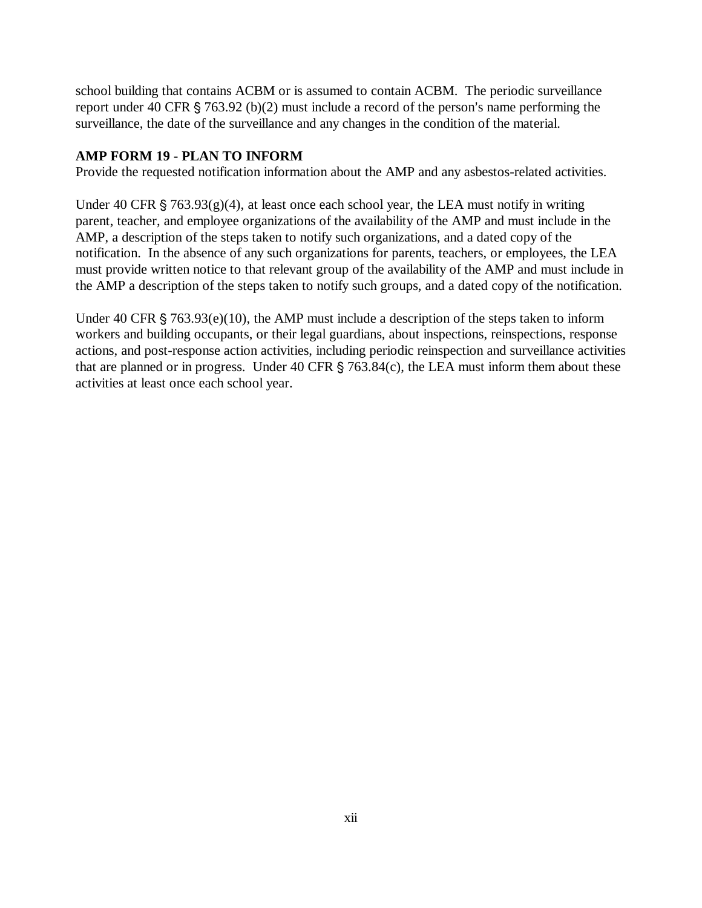school building that contains ACBM or is assumed to contain ACBM. The periodic surveillance report under 40 CFR § 763.92 (b)(2) must include a record of the person's name performing the surveillance, the date of the surveillance and any changes in the condition of the material.

**AMP FORM 19 - PLAN TO INFORM**

Provide the requested notification information about the AMP and any asbestos-related activities.

Under 40 CFR § 763.93(g)(4), at least once each school year, the LEA must notify in writing parent, teacher, and employee organizations of the availability of the AMP and must include in the AMP, a description of the steps taken to notify such organizations, and a dated copy of the notification. In the absence of any such organizations for parents, teachers, or employees, the LEA must provide written notice to that relevant group of the availability of the AMP and must include in the AMP a description of the steps taken to notify such groups, and a dated copy of the notification.

Under 40 CFR § 763.93(e)(10), the AMP must include a description of the steps taken to inform workers and building occupants, or their legal guardians, about inspections, reinspections, response actions, and post-response action activities, including periodic reinspection and surveillance activities that are planned or in progress. Under 40 CFR § 763.84(c), the LEA must inform them about these activities at least once each school year.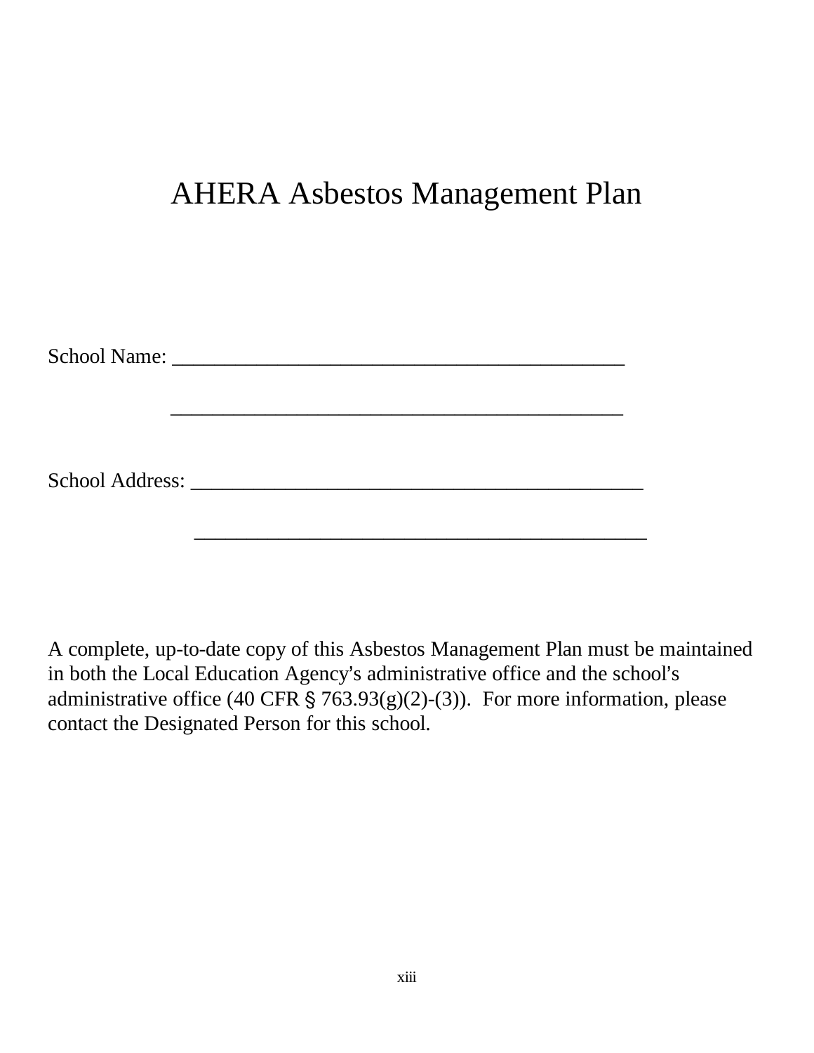# AHERA Asbestos Management Plan

School Name: _____________________________________________

_____________________________________________

School Address: _____________________________________________

_____________________________________________

A complete, up-to-date copy of this Asbestos Management Plan must be maintained in both the Local Education Agency's administrative office and the school's administrative office (40 CFR § 763.93(g)(2)-(3)). For more information, please contact the Designated Person for this school.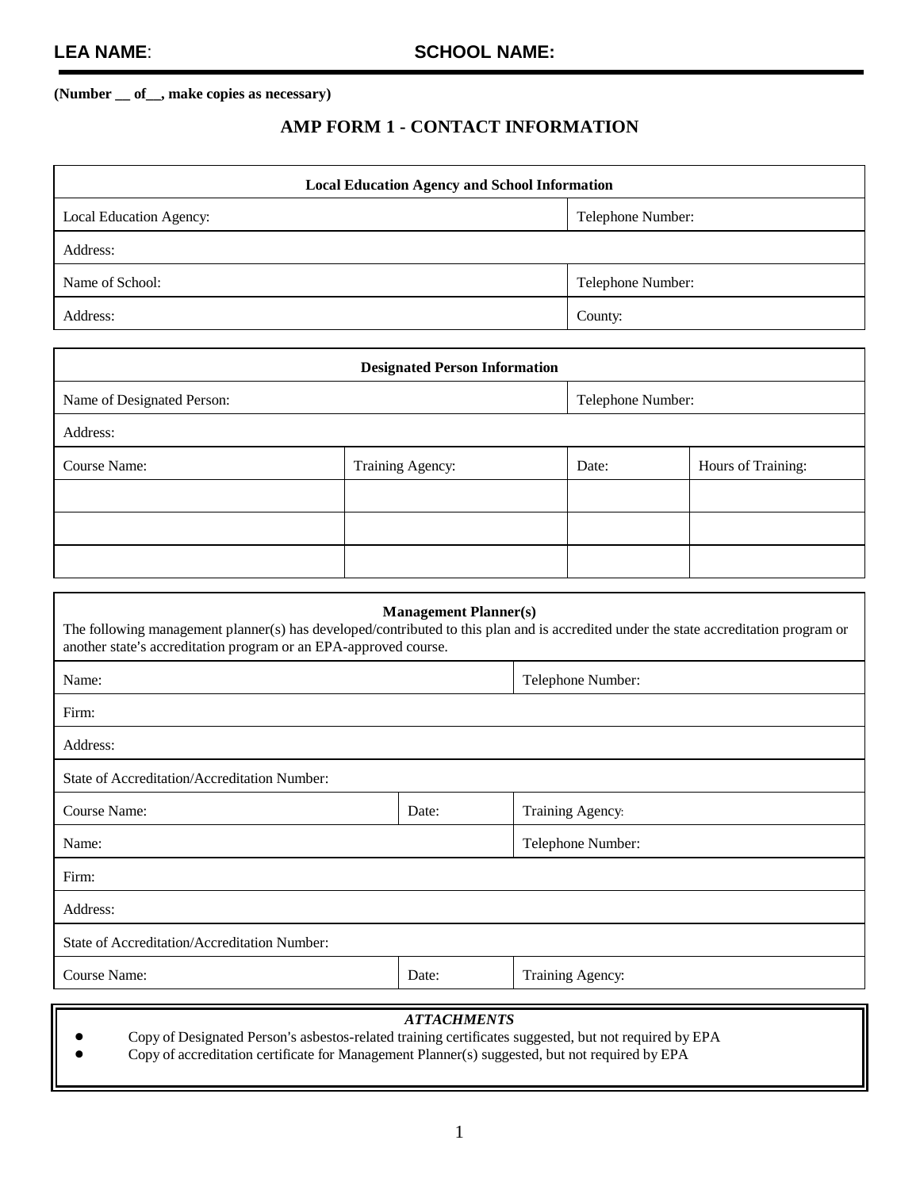**LEA NAME**: **SCHOOL NAME:**

**(Number __ of__, make copies as necessary)**

## AMP FORM 1 - CONTACT INFORMATION

| Local Education Agency and School Information | |
|---|---|
| Local Education Agency: | Telephone Number: |
| Address: | |
| Name of School: | Telephone Number: |
| Address: | County: |

| Designated Person Information | | | |
|---|---|---|---|
| Name of Designated Person: | | Telephone Number: | |
| Address: | | | |
| Course Name: | Training Agency: | Date: | Hours of Training: |
| | | | |
| | | | |
| | | | |

| **Management Planner(s)** The following management planner(s) has developed/contributed to this plan and is accredited under the state accreditation program or another state's accreditation program or an EPA-approved course. | | |
|---|---|---|
| Name: | | Telephone Number: |
| Firm: | | |
| Address: | | |
| State of Accreditation/Accreditation Number: | | |
| Course Name: | Date: | Training Agency: |
| Name: | | Telephone Number: |
| Firm: | | |
| Address: | | |
| State of Accreditation/Accreditation Number: | | |
| Course Name: | Date: | Training Agency: |

***ATTACHMENTS***

- Copy of Designated Person's asbestos-related training certificates suggested, but not required by EPA
- Copy of accreditation certificate for Management Planner(s) suggested, but not required by EPA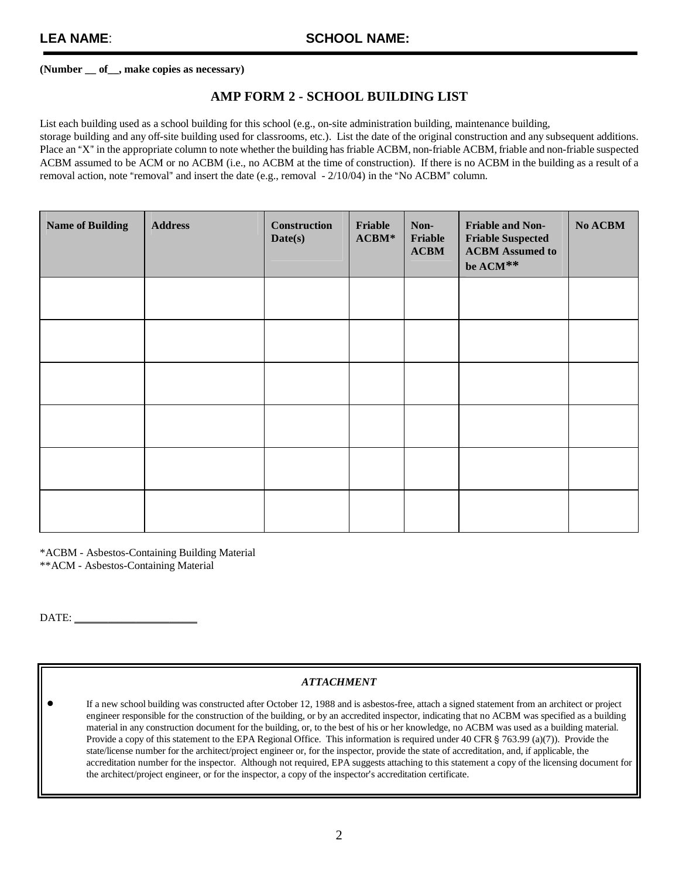**LEA NAME**: **SCHOOL NAME:**

**(Number __ of__, make copies as necessary)**

## AMP FORM 2 - SCHOOL BUILDING LIST

List each building used as a school building for this school (e.g., on-site administration building, maintenance building, storage building and any off-site building used for classrooms, etc.). List the date of the original construction and any subsequent additions. Place an "X" in the appropriate column to note whether the building has friable ACBM, non-friable ACBM, friable and non-friable suspected ACBM assumed to be ACM or no ACBM (i.e., no ACBM at the time of construction). If there is no ACBM in the building as a result of a removal action, note "removal" and insert the date (e.g., removal - 2/10/04) in the "No ACBM" column.

| Name of Building | Address | Construction Date(s) | Friable ACBM* | Non-Friable ACBM | Friable and Non-Friable Suspected ACBM Assumed to be ACM** | No ACBM |
|---|---|---|---|---|---|---|
| | | | | | | |
| | | | | | | |
| | | | | | | |
| | | | | | | |
| | | | | | | |
| | | | | | | |

*ACBM - Asbestos-Containing Building Material
**ACM - Asbestos-Containing Material

DATE: ______________________

***ATTACHMENT***

- If a new school building was constructed after October 12, 1988 and is asbestos-free, attach a signed statement from an architect or project engineer responsible for the construction of the building, or by an accredited inspector, indicating that no ACBM was specified as a building material in any construction document for the building, or, to the best of his or her knowledge, no ACBM was used as a building material. Provide a copy of this statement to the EPA Regional Office. This information is required under 40 CFR § 763.99 (a)(7)). Provide the state/license number for the architect/project engineer or, for the inspector, provide the state of accreditation, and, if applicable, the accreditation number for the inspector. Although not required, EPA suggests attaching to this statement a copy of the licensing document for the architect/project engineer, or for the inspector, a copy of the inspector's accreditation certificate.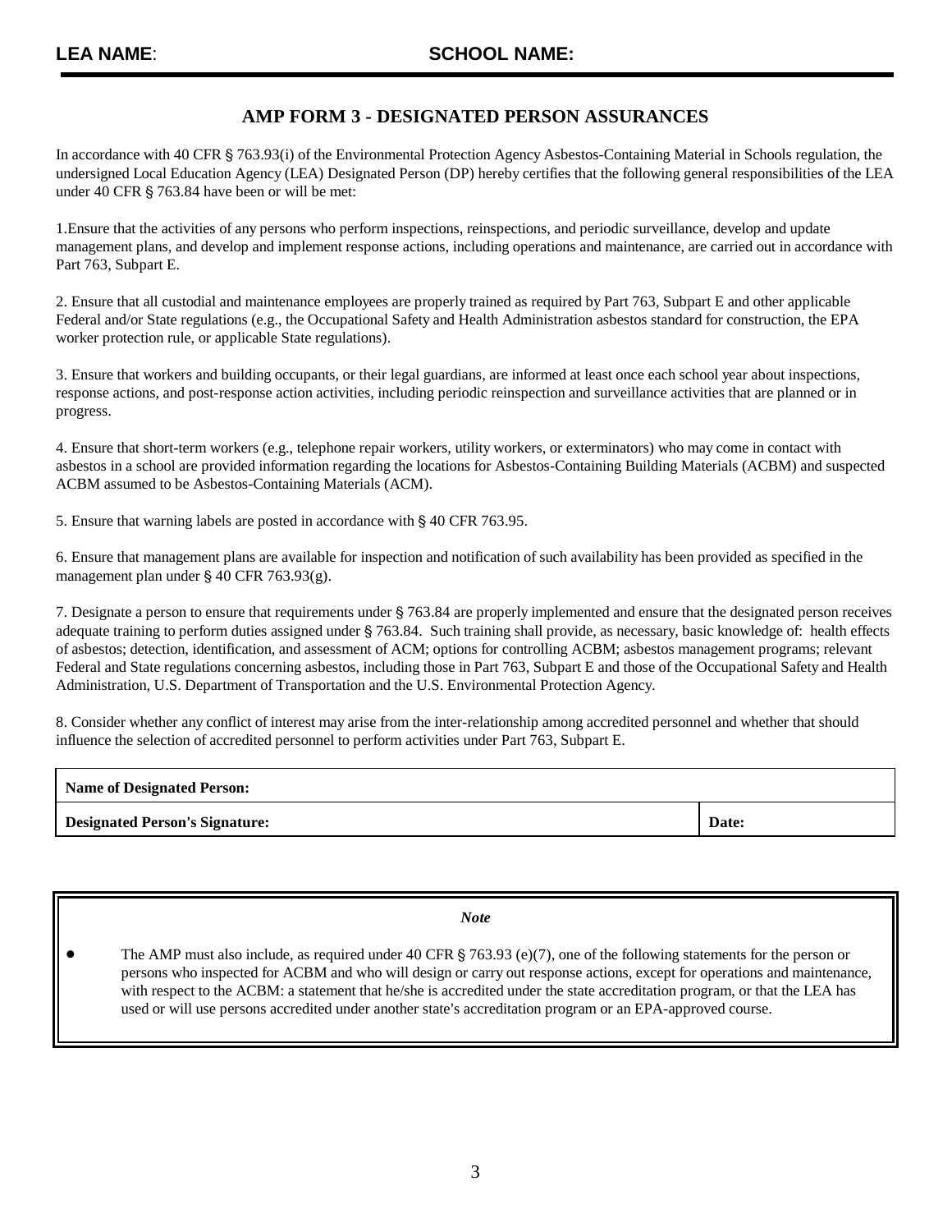**LEA NAME**: **SCHOOL NAME:**

## AMP FORM 3 - DESIGNATED PERSON ASSURANCES

In accordance with 40 CFR § 763.93(i) of the Environmental Protection Agency Asbestos-Containing Material in Schools regulation, the undersigned Local Education Agency (LEA) Designated Person (DP) hereby certifies that the following general responsibilities of the LEA under 40 CFR § 763.84 have been or will be met:

1.Ensure that the activities of any persons who perform inspections, reinspections, and periodic surveillance, develop and update management plans, and develop and implement response actions, including operations and maintenance, are carried out in accordance with Part 763, Subpart E.

2. Ensure that all custodial and maintenance employees are properly trained as required by Part 763, Subpart E and other applicable Federal and/or State regulations (e.g., the Occupational Safety and Health Administration asbestos standard for construction, the EPA worker protection rule, or applicable State regulations).

3. Ensure that workers and building occupants, or their legal guardians, are informed at least once each school year about inspections, response actions, and post-response action activities, including periodic reinspection and surveillance activities that are planned or in progress.

4. Ensure that short-term workers (e.g., telephone repair workers, utility workers, or exterminators) who may come in contact with asbestos in a school are provided information regarding the locations for Asbestos-Containing Building Materials (ACBM) and suspected ACBM assumed to be Asbestos-Containing Materials (ACM).

5. Ensure that warning labels are posted in accordance with § 40 CFR 763.95.

6. Ensure that management plans are available for inspection and notification of such availability has been provided as specified in the management plan under § 40 CFR 763.93(g).

7. Designate a person to ensure that requirements under § 763.84 are properly implemented and ensure that the designated person receives adequate training to perform duties assigned under § 763.84. Such training shall provide, as necessary, basic knowledge of: health effects of asbestos; detection, identification, and assessment of ACM; options for controlling ACBM; asbestos management programs; relevant Federal and State regulations concerning asbestos, including those in Part 763, Subpart E and those of the Occupational Safety and Health Administration, U.S. Department of Transportation and the U.S. Environmental Protection Agency.

8. Consider whether any conflict of interest may arise from the inter-relationship among accredited personnel and whether that should influence the selection of accredited personnel to perform activities under Part 763, Subpart E.

| **Name of Designated Person:** | |
|---|---|
| **Designated Person's Signature:** | **Date:** |

*Note*

- The AMP must also include, as required under 40 CFR § 763.93 (e)(7), one of the following statements for the person or persons who inspected for ACBM and who will design or carry out response actions, except for operations and maintenance, with respect to the ACBM: a statement that he/she is accredited under the state accreditation program, or that the LEA has used or will use persons accredited under another state's accreditation program or an EPA-approved course.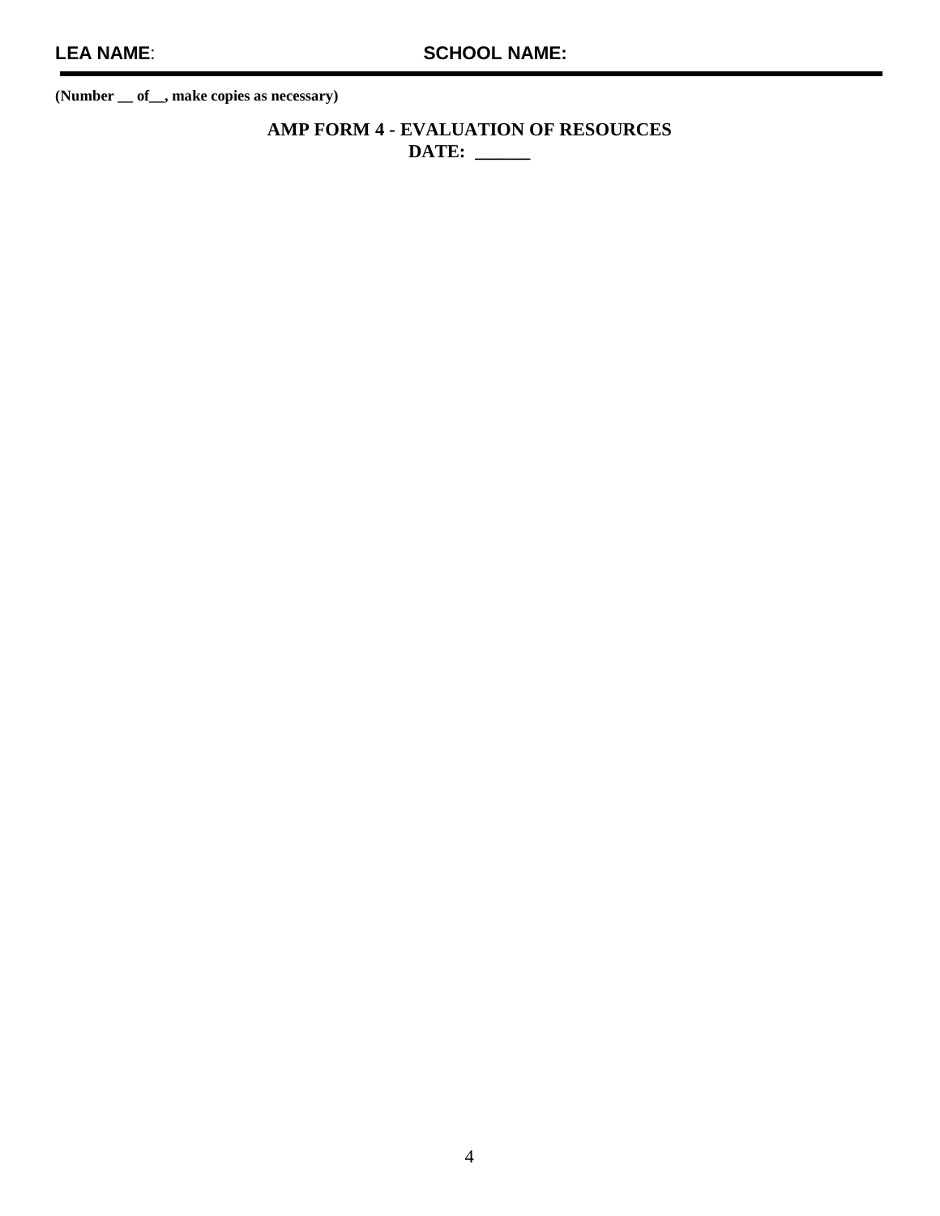**LEA NAME**: **SCHOOL NAME:**

**(Number __ of__, make copies as necessary)**

**AMP FORM 4 - EVALUATION OF RESOURCES**
**DATE: ______**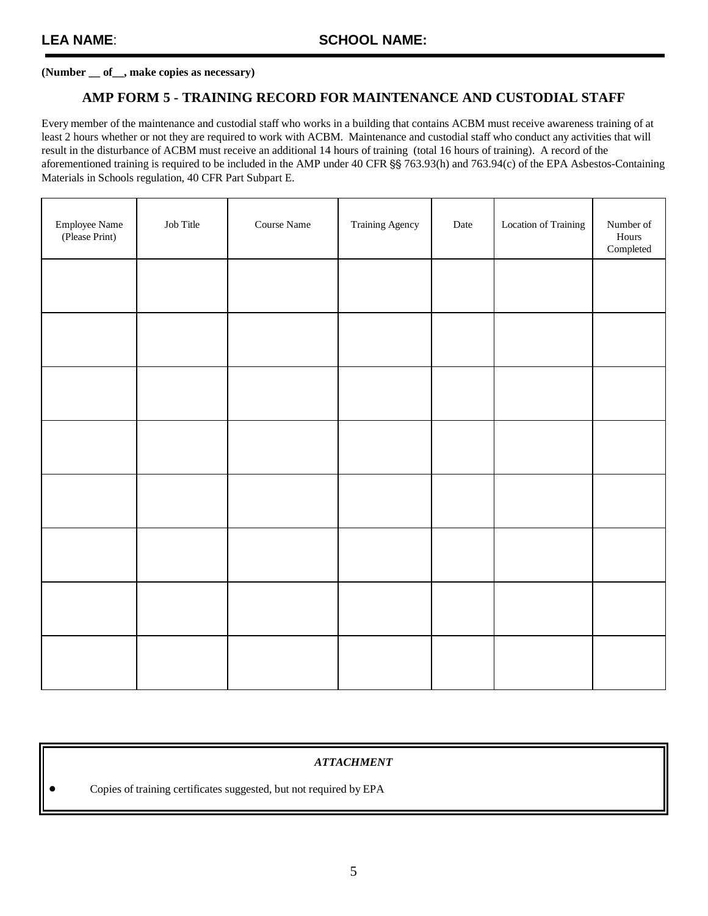**LEA NAME**: **SCHOOL NAME:**

**(Number __ of__, make copies as necessary)**

## AMP FORM 5 - TRAINING RECORD FOR MAINTENANCE AND CUSTODIAL STAFF

Every member of the maintenance and custodial staff who works in a building that contains ACBM must receive awareness training of at least 2 hours whether or not they are required to work with ACBM. Maintenance and custodial staff who conduct any activities that will result in the disturbance of ACBM must receive an additional 14 hours of training (total 16 hours of training). A record of the aforementioned training is required to be included in the AMP under 40 CFR §§ 763.93(h) and 763.94(c) of the EPA Asbestos-Containing Materials in Schools regulation, 40 CFR Part Subpart E.

| Employee Name (Please Print) | Job Title | Course Name | Training Agency | Date | Location of Training | Number of Hours Completed |
|---|---|---|---|---|---|---|
| | | | | | | |
| | | | | | | |
| | | | | | | |
| | | | | | | |
| | | | | | | |
| | | | | | | |
| | | | | | | |
| | | | | | | |

***ATTACHMENT***

- Copies of training certificates suggested, but not required by EPA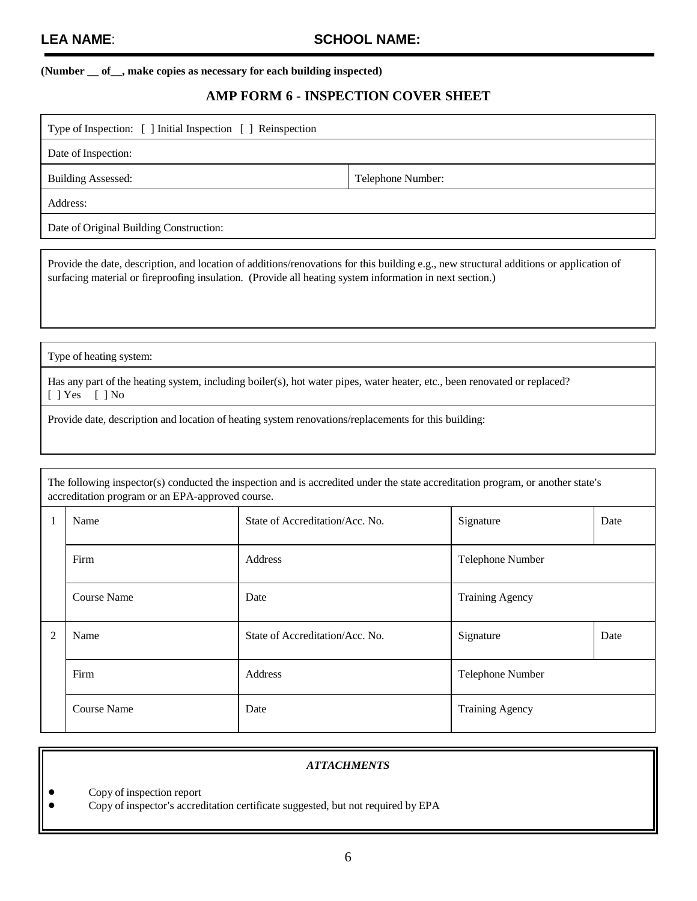**LEA NAME**: **SCHOOL NAME:**

**(Number __ of__, make copies as necessary for each building inspected)**

## AMP FORM 6 - INSPECTION COVER SHEET

| Type of Inspection: [ ] Initial Inspection [ ] Reinspection | |
|---|---|
| Date of Inspection: | |
| Building Assessed: | Telephone Number: |
| Address: | |
| Date of Original Building Construction: | |

Provide the date, description, and location of additions/renovations for this building e.g., new structural additions or application of surfacing material or fireproofing insulation. (Provide all heating system information in next section.)

---

Type of heating system:

Has any part of the heating system, including boiler(s), hot water pipes, water heater, etc., been renovated or replaced?
[ ] Yes [ ] No

Provide date, description and location of heating system renovations/replacements for this building:

---

The following inspector(s) conducted the inspection and is accredited under the state accreditation program, or another state's accreditation program or an EPA-approved course.

| | | | | |
|---|---|---|---|---|
| 1 | Name | State of Accreditation/Acc. No. | Signature | Date |
| | Firm | Address | Telephone Number | |
| | Course Name | Date | Training Agency | |
| 2 | Name | State of Accreditation/Acc. No. | Signature | Date |
| | Firm | Address | Telephone Number | |
| | Course Name | Date | Training Agency | |

***ATTACHMENTS***

- Copy of inspection report
- Copy of inspector's accreditation certificate suggested, but not required by EPA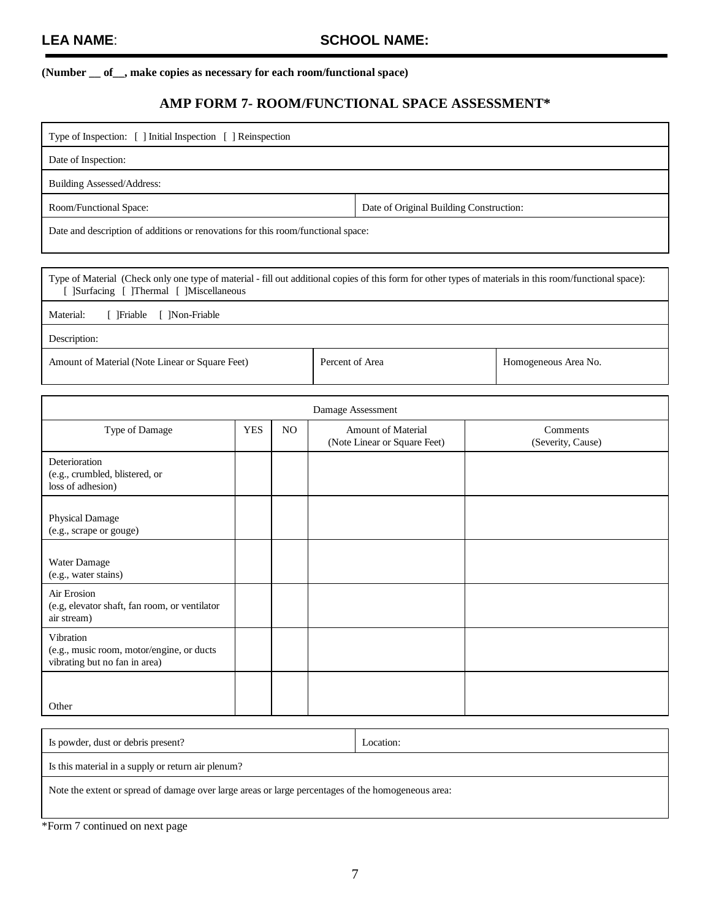**LEA NAME**: **SCHOOL NAME:**

**(Number __ of__, make copies as necessary for each room/functional space)**

## AMP FORM 7- ROOM/FUNCTIONAL SPACE ASSESSMENT*

| Type of Inspection: [ ] Initial Inspection [ ] Reinspection | |
|---|---|
| Date of Inspection: | |
| Building Assessed/Address: | |
| Room/Functional Space: | Date of Original Building Construction: |
| Date and description of additions or renovations for this room/functional space: | |

| Type of Material (Check only one type of material - fill out additional copies of this form for other types of materials in this room/functional space): [ ]Surfacing [ ]Thermal [ ]Miscellaneous | | |
|---|---|---|
| Material: [ ]Friable [ ]Non-Friable | | |
| Description: | | |
| Amount of Material (Note Linear or Square Feet) | Percent of Area | Homogeneous Area No. |

| Damage Assessment | | | | |
|---|---|---|---|---|
| Type of Damage | YES | NO | Amount of Material (Note Linear or Square Feet) | Comments (Severity, Cause) |
| Deterioration (e.g., crumbled, blistered, or loss of adhesion) | | | | |
| Physical Damage (e.g., scrape or gouge) | | | | |
| Water Damage (e.g., water stains) | | | | |
| Air Erosion (e.g, elevator shaft, fan room, or ventilator air stream) | | | | |
| Vibration (e.g., music room, motor/engine, or ducts vibrating but no fan in area) | | | | |
| Other | | | | |

| Is powder, dust or debris present? | Location: |
|---|---|
| Is this material in a supply or return air plenum? | |
| Note the extent or spread of damage over large areas or large percentages of the homogeneous area: | |

*Form 7 continued on next page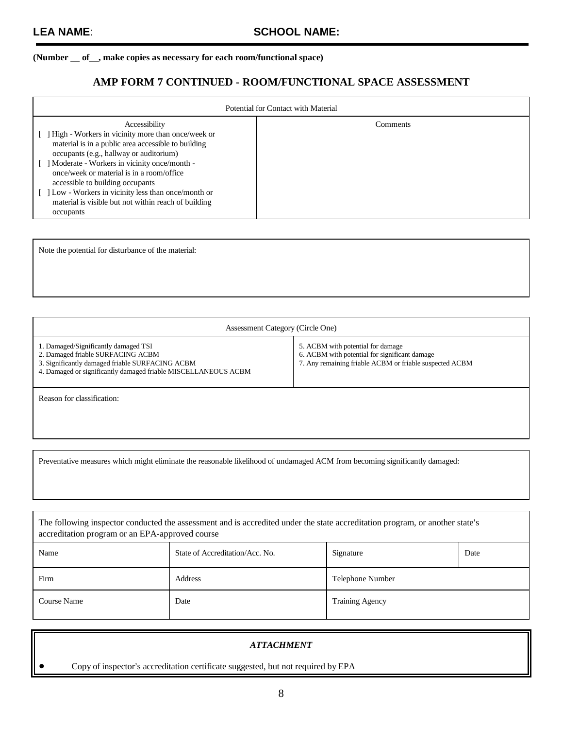**LEA NAME**: **SCHOOL NAME:**

**(Number __ of__, make copies as necessary for each room/functional space)**

## AMP FORM 7 CONTINUED - ROOM/FUNCTIONAL SPACE ASSESSMENT

| Potential for Contact with Material | |
|---|---|
| Accessibility<br>[ ] High - Workers in vicinity more than once/week or material is in a public area accessible to building occupants (e.g., hallway or auditorium)<br>[ ] Moderate - Workers in vicinity once/month - once/week or material is in a room/office accessible to building occupants<br>[ ] Low - Workers in vicinity less than once/month or material is visible but not within reach of building occupants | Comments |

| Note the potential for disturbance of the material: |
|---|

| Assessment Category (Circle One) | |
|---|---|
| 1. Damaged/Significantly damaged TSI<br>2. Damaged friable SURFACING ACBM<br>3. Significantly damaged friable SURFACING ACBM<br>4. Damaged or significantly damaged friable MISCELLANEOUS ACBM | 5. ACBM with potential for damage<br>6. ACBM with potential for significant damage<br>7. Any remaining friable ACBM or friable suspected ACBM |
| Reason for classification: | |

| Preventative measures which might eliminate the reasonable likelihood of undamaged ACM from becoming significantly damaged: |
|---|

| The following inspector conducted the assessment and is accredited under the state accreditation program, or another state's accreditation program or an EPA-approved course | | | |
|---|---|---|---|
| Name | State of Accreditation/Acc. No. | Signature | Date |
| Firm | Address | Telephone Number | |
| Course Name | Date | Training Agency | |

***ATTACHMENT***

- Copy of inspector's accreditation certificate suggested, but not required by EPA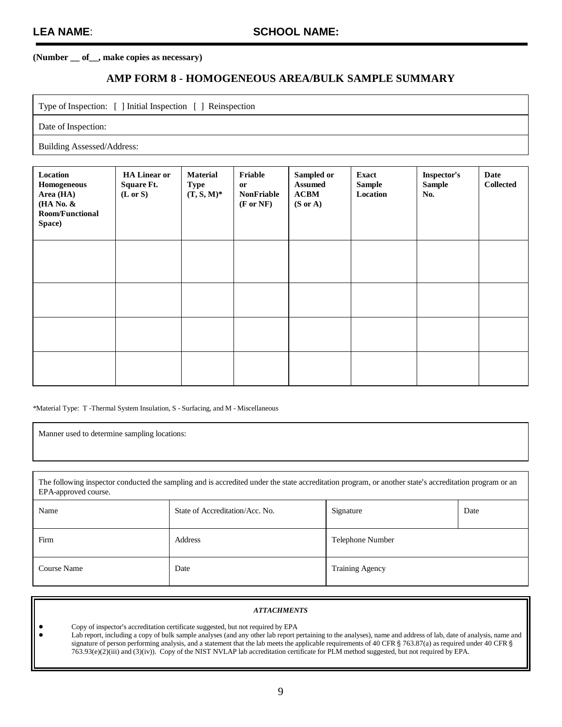**LEA NAME**: **SCHOOL NAME:**

**(Number __ of__, make copies as necessary)**

## AMP FORM 8 - HOMOGENEOUS AREA/BULK SAMPLE SUMMARY

| Type of Inspection: [ ] Initial Inspection [ ] Reinspection |
|---|
| Date of Inspection: |
| Building Assessed/Address: |

| Location Homogeneous Area (HA) (HA No. & Room/Functional Space) | HA Linear or Square Ft. (L or S) | Material Type (T, S, M)* | Friable or NonFriable (F or NF) | Sampled or Assumed ACBM (S or A) | Exact Sample Location | Inspector's Sample No. | Date Collected |
|---|---|---|---|---|---|---|---|
| | | | | | | | |
| | | | | | | | |
| | | | | | | | |
| | | | | | | | |

*Material Type: T -Thermal System Insulation, S - Surfacing, and M - Miscellaneous

| Manner used to determine sampling locations: |
|---|

The following inspector conducted the sampling and is accredited under the state accreditation program, or another state's accreditation program or an EPA-approved course.

| Name | State of Accreditation/Acc. No. | Signature | Date |
|---|---|---|---|
| Firm | Address | Telephone Number | |
| Course Name | Date | Training Agency | |

***ATTACHMENTS***

- Copy of inspector's accreditation certificate suggested, but not required by EPA
- Lab report, including a copy of bulk sample analyses (and any other lab report pertaining to the analyses), name and address of lab, date of analysis, name and signature of person performing analysis, and a statement that the lab meets the applicable requirements of 40 CFR § 763.87(a) as required under 40 CFR § 763.93(e)(2)(iii) and (3)(iv)). Copy of the NIST NVLAP lab accreditation certificate for PLM method suggested, but not required by EPA.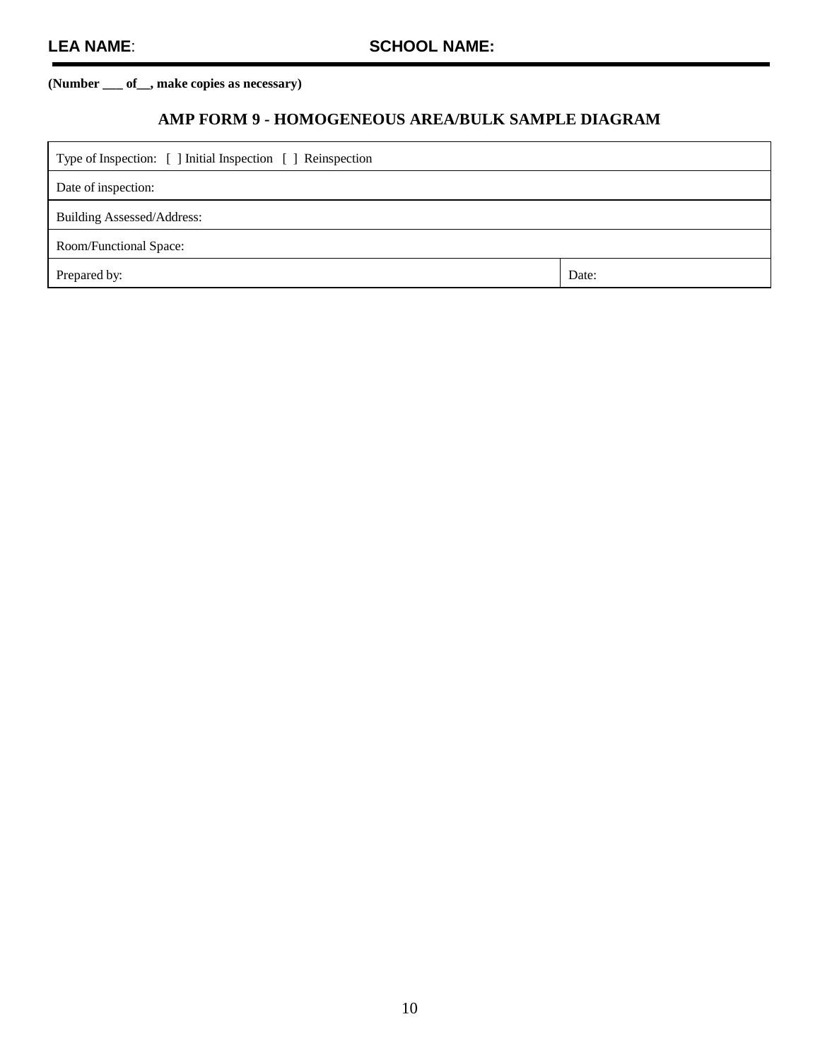**LEA NAME**: **SCHOOL NAME:**

**(Number ___ of__, make copies as necessary)**

## AMP FORM 9 - HOMOGENEOUS AREA/BULK SAMPLE DIAGRAM

| Type of Inspection: [ ] Initial Inspection [ ] Reinspection | |
|---|---|
| Date of inspection: | |
| Building Assessed/Address: | |
| Room/Functional Space: | |
| Prepared by: | Date: |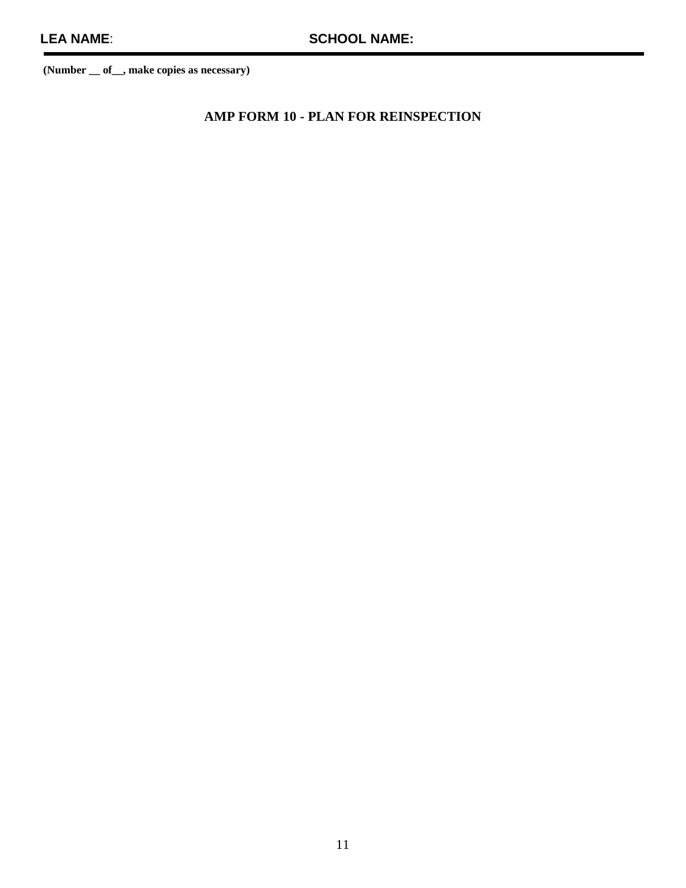**LEA NAME**: **SCHOOL NAME:**

**(Number __ of__, make copies as necessary)**

## AMP FORM 10 - PLAN FOR REINSPECTION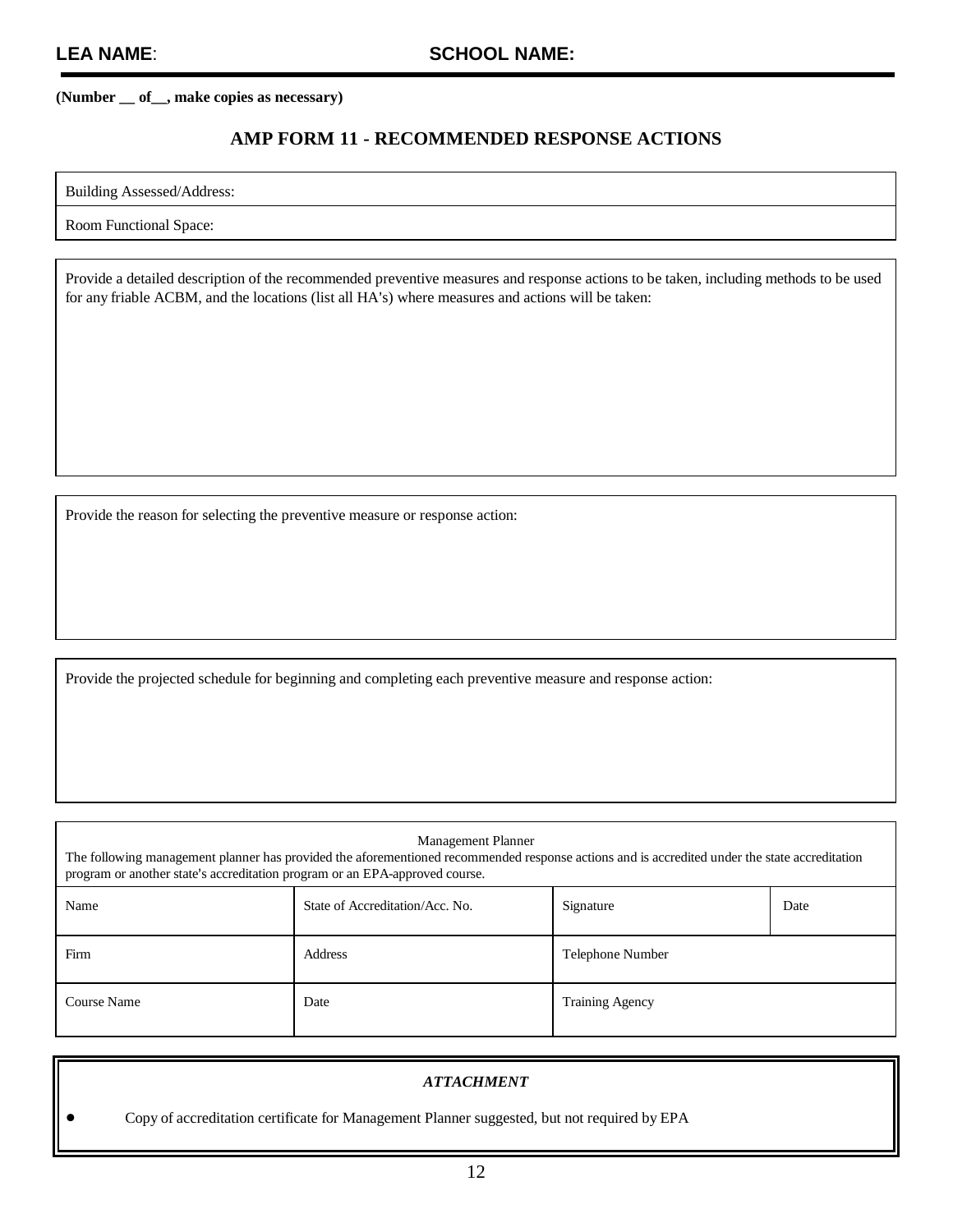**LEA NAME**: **SCHOOL NAME:**

**(Number __ of__, make copies as necessary)**

## AMP FORM 11 - RECOMMENDED RESPONSE ACTIONS

Building Assessed/Address:

Room Functional Space:

Provide a detailed description of the recommended preventive measures and response actions to be taken, including methods to be used for any friable ACBM, and the locations (list all HA's) where measures and actions will be taken:

Provide the reason for selecting the preventive measure or response action:

Provide the projected schedule for beginning and completing each preventive measure and response action:

Management Planner

The following management planner has provided the aforementioned recommended response actions and is accredited under the state accreditation program or another state's accreditation program or an EPA-approved course.

| Name | State of Accreditation/Acc. No. | Signature | Date |
|---|---|---|---|
| Firm | Address | Telephone Number | |
| Course Name | Date | Training Agency | |

***ATTACHMENT***

- Copy of accreditation certificate for Management Planner suggested, but not required by EPA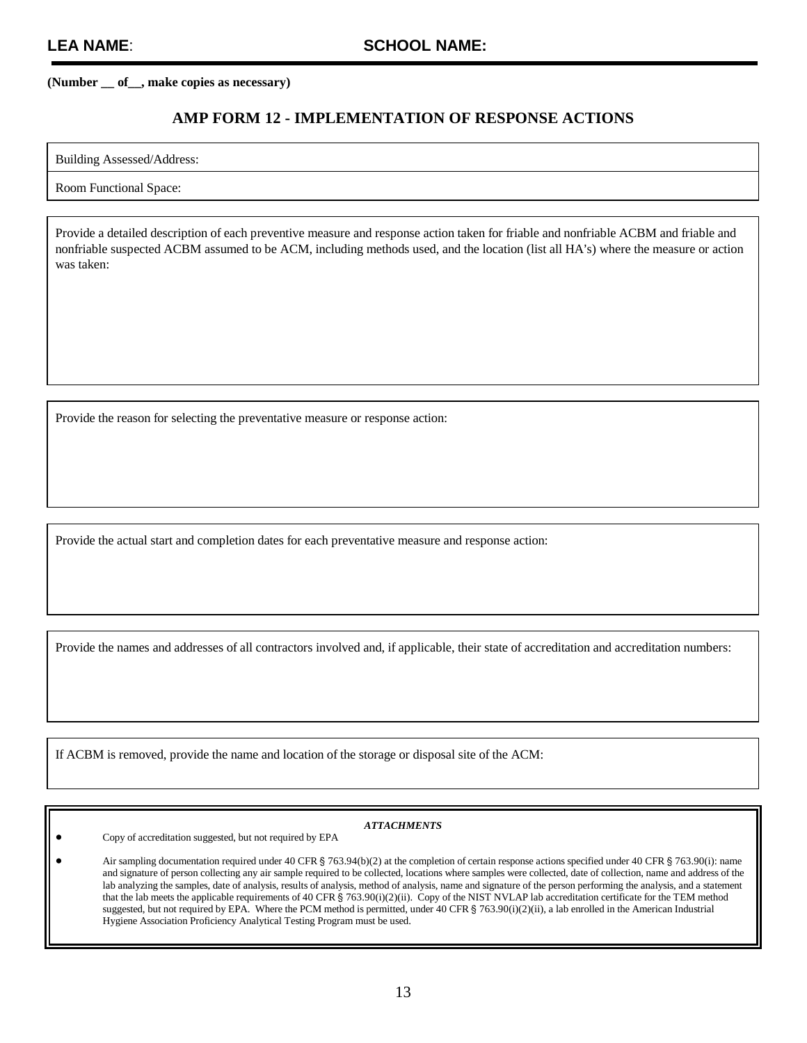**LEA NAME**: **SCHOOL NAME:**

**(Number __ of__, make copies as necessary)**

## AMP FORM 12 - IMPLEMENTATION OF RESPONSE ACTIONS

Building Assessed/Address:

Room Functional Space:

Provide a detailed description of each preventive measure and response action taken for friable and nonfriable ACBM and friable and nonfriable suspected ACBM assumed to be ACM, including methods used, and the location (list all HA's) where the measure or action was taken:

Provide the reason for selecting the preventative measure or response action:

Provide the actual start and completion dates for each preventative measure and response action:

Provide the names and addresses of all contractors involved and, if applicable, their state of accreditation and accreditation numbers:

If ACBM is removed, provide the name and location of the storage or disposal site of the ACM:

***ATTACHMENTS***

- Copy of accreditation suggested, but not required by EPA
- Air sampling documentation required under 40 CFR § 763.94(b)(2) at the completion of certain response actions specified under 40 CFR § 763.90(i): name and signature of person collecting any air sample required to be collected, locations where samples were collected, date of collection, name and address of the lab analyzing the samples, date of analysis, results of analysis, method of analysis, name and signature of the person performing the analysis, and a statement that the lab meets the applicable requirements of 40 CFR § 763.90(i)(2)(ii). Copy of the NIST NVLAP lab accreditation certificate for the TEM method suggested, but not required by EPA. Where the PCM method is permitted, under 40 CFR § 763.90(i)(2)(ii), a lab enrolled in the American Industrial Hygiene Association Proficiency Analytical Testing Program must be used.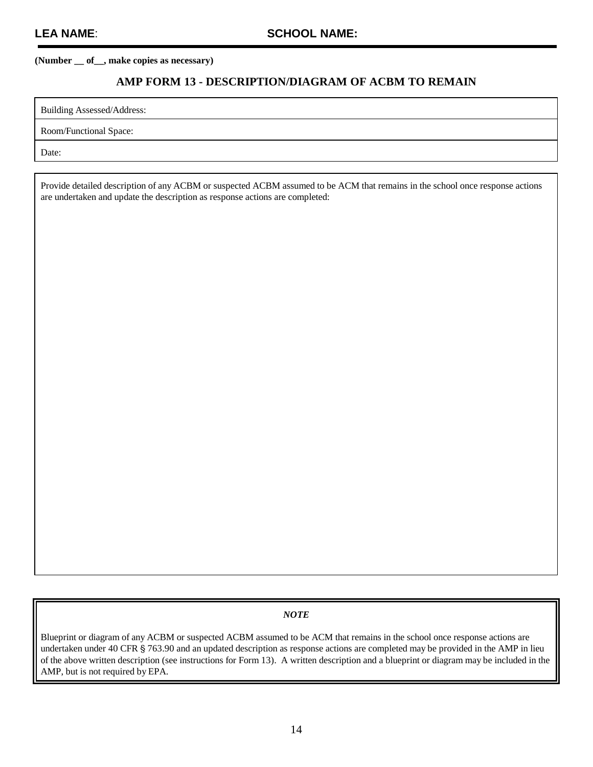**LEA NAME**: **SCHOOL NAME:**

**(Number __ of__, make copies as necessary)**

## AMP FORM 13 - DESCRIPTION/DIAGRAM OF ACBM TO REMAIN

| Building Assessed/Address: |
|---|
| Room/Functional Space: |
| Date: |

| Provide detailed description of any ACBM or suspected ACBM assumed to be ACM that remains in the school once response actions are undertaken and update the description as response actions are completed: |
|---|
| |

***NOTE***

Blueprint or diagram of any ACBM or suspected ACBM assumed to be ACM that remains in the school once response actions are undertaken under 40 CFR § 763.90 and an updated description as response actions are completed may be provided in the AMP in lieu of the above written description (see instructions for Form 13). A written description and a blueprint or diagram may be included in the AMP, but is not required by EPA.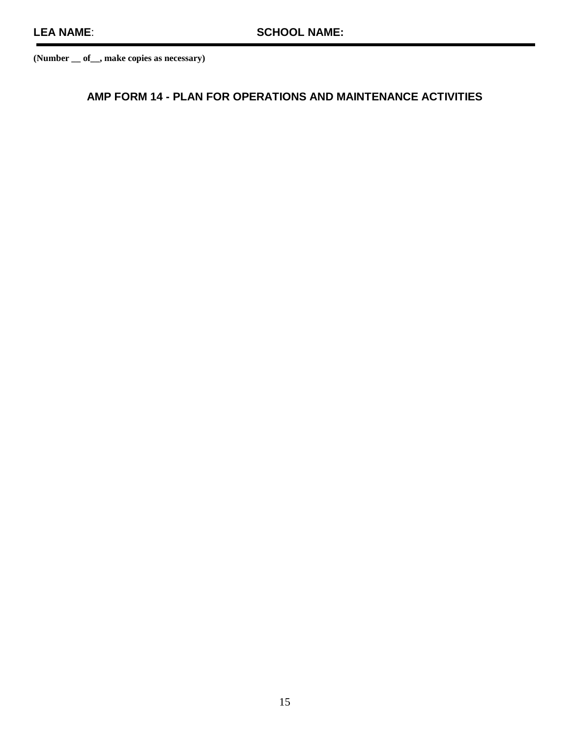**LEA NAME**: **SCHOOL NAME:**

**(Number __ of__, make copies as necessary)**

## AMP FORM 14 - PLAN FOR OPERATIONS AND MAINTENANCE ACTIVITIES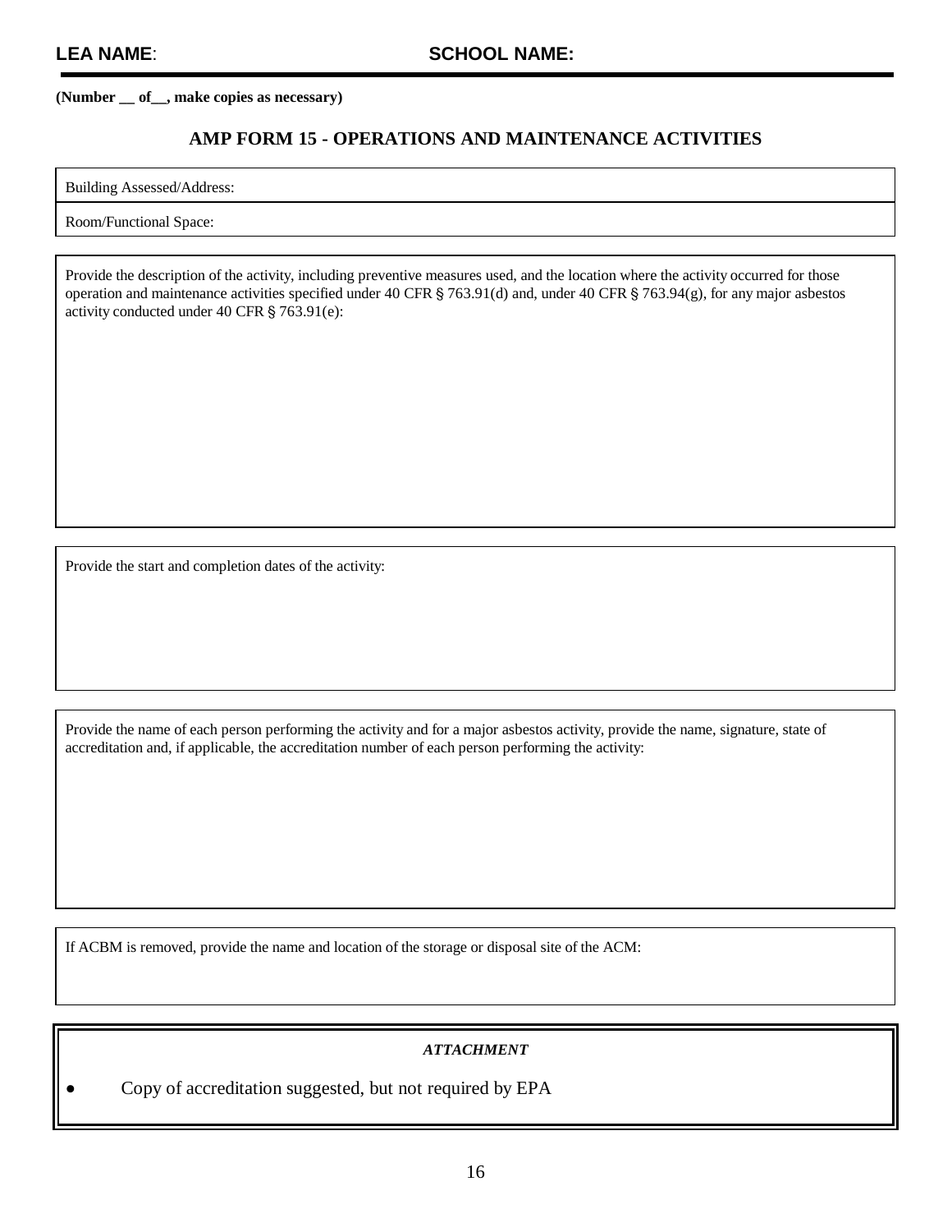**LEA NAME**: **SCHOOL NAME:**

**(Number __ of__, make copies as necessary)**

## AMP FORM 15 - OPERATIONS AND MAINTENANCE ACTIVITIES

Building Assessed/Address:

Room/Functional Space:

Provide the description of the activity, including preventive measures used, and the location where the activity occurred for those operation and maintenance activities specified under 40 CFR § 763.91(d) and, under 40 CFR § 763.94(g), for any major asbestos activity conducted under 40 CFR § 763.91(e):

Provide the start and completion dates of the activity:

Provide the name of each person performing the activity and for a major asbestos activity, provide the name, signature, state of accreditation and, if applicable, the accreditation number of each person performing the activity:

If ACBM is removed, provide the name and location of the storage or disposal site of the ACM:

***ATTACHMENT***

- Copy of accreditation suggested, but not required by EPA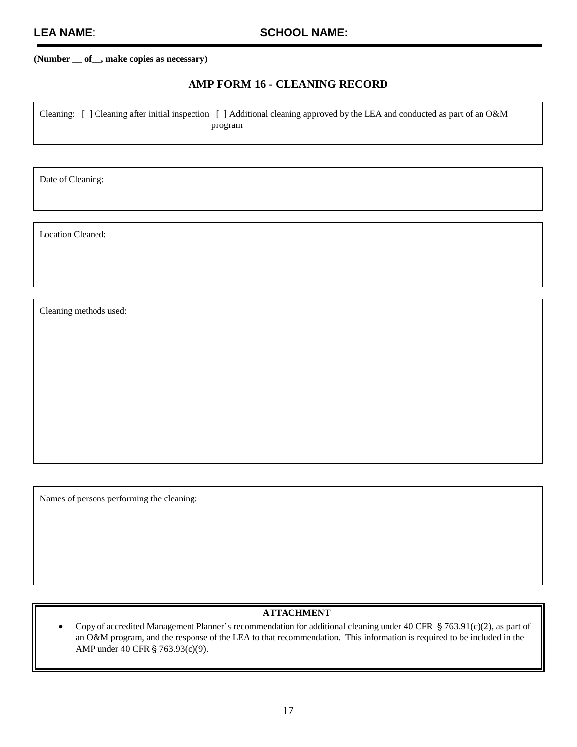**LEA NAME**: **SCHOOL NAME:**

**(Number __ of__, make copies as necessary)**

## AMP FORM 16 - CLEANING RECORD

Cleaning: [ ] Cleaning after initial inspection [ ] Additional cleaning approved by the LEA and conducted as part of an O&M program

Date of Cleaning:

Location Cleaned:

Cleaning methods used:

Names of persons performing the cleaning:

**ATTACHMENT**

- Copy of accredited Management Planner's recommendation for additional cleaning under 40 CFR § 763.91(c)(2), as part of an O&M program, and the response of the LEA to that recommendation. This information is required to be included in the AMP under 40 CFR § 763.93(c)(9).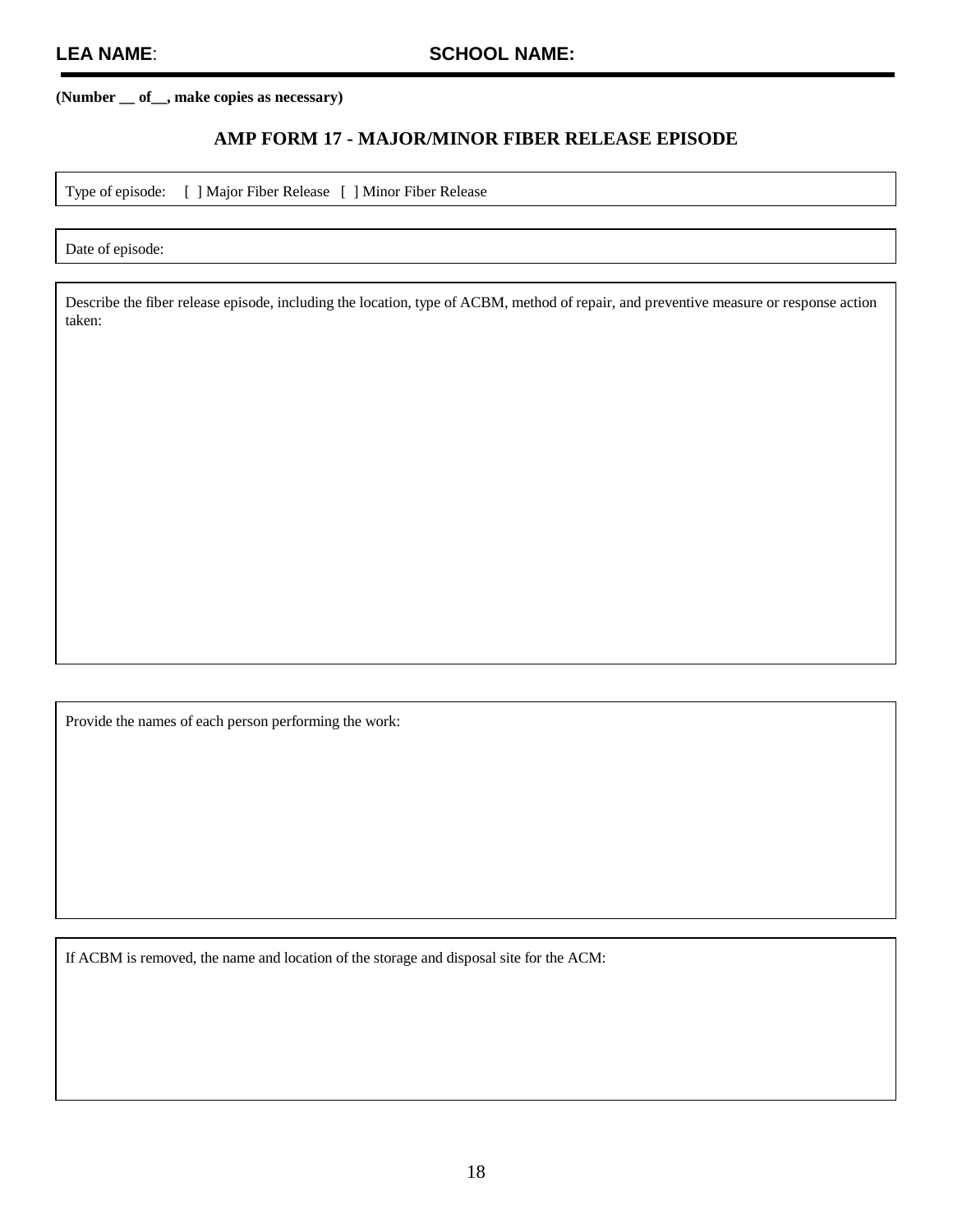**LEA NAME**: **SCHOOL NAME:**

**(Number __ of__, make copies as necessary)**

## AMP FORM 17 - MAJOR/MINOR FIBER RELEASE EPISODE

Type of episode: [ ] Major Fiber Release [ ] Minor Fiber Release

Date of episode:

Describe the fiber release episode, including the location, type of ACBM, method of repair, and preventive measure or response action taken:

Provide the names of each person performing the work:

If ACBM is removed, the name and location of the storage and disposal site for the ACM: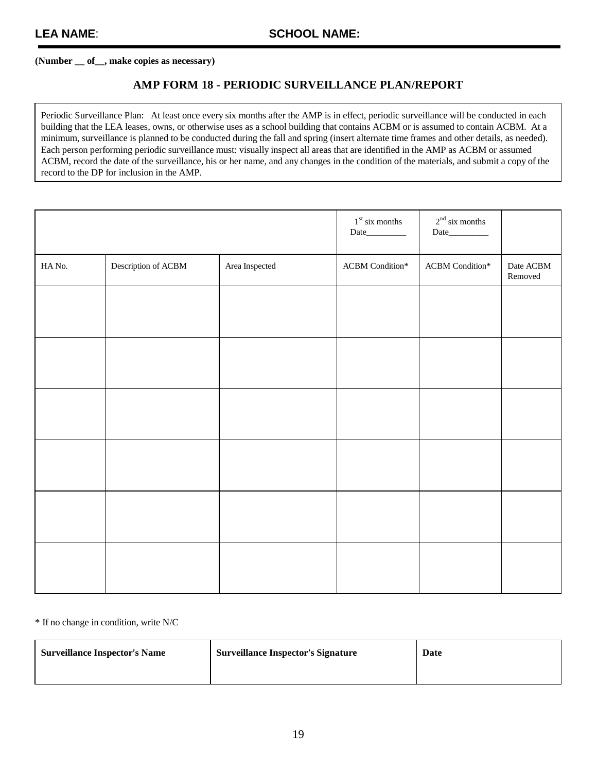**LEA NAME**: **SCHOOL NAME:**

**(Number __ of__, make copies as necessary)**

## AMP FORM 18 - PERIODIC SURVEILLANCE PLAN/REPORT

Periodic Surveillance Plan: At least once every six months after the AMP is in effect, periodic surveillance will be conducted in each building that the LEA leases, owns, or otherwise uses as a school building that contains ACBM or is assumed to contain ACBM. At a minimum, surveillance is planned to be conducted during the fall and spring (insert alternate time frames and other details, as needed). Each person performing periodic surveillance must: visually inspect all areas that are identified in the AMP as ACBM or assumed ACBM, record the date of the surveillance, his or her name, and any changes in the condition of the materials, and submit a copy of the record to the DP for inclusion in the AMP.

| | | | 1st six months Date_________ | 2nd six months Date_________ | |
|---|---|---|---|---|---|
| HA No. | Description of ACBM | Area Inspected | ACBM Condition* | ACBM Condition* | Date ACBM Removed |
| | | | | | |
| | | | | | |
| | | | | | |
| | | | | | |
| | | | | | |
| | | | | | |

* If no change in condition, write N/C

| Surveillance Inspector's Name | Surveillance Inspector's Signature | Date |
|---|---|---|
| | | |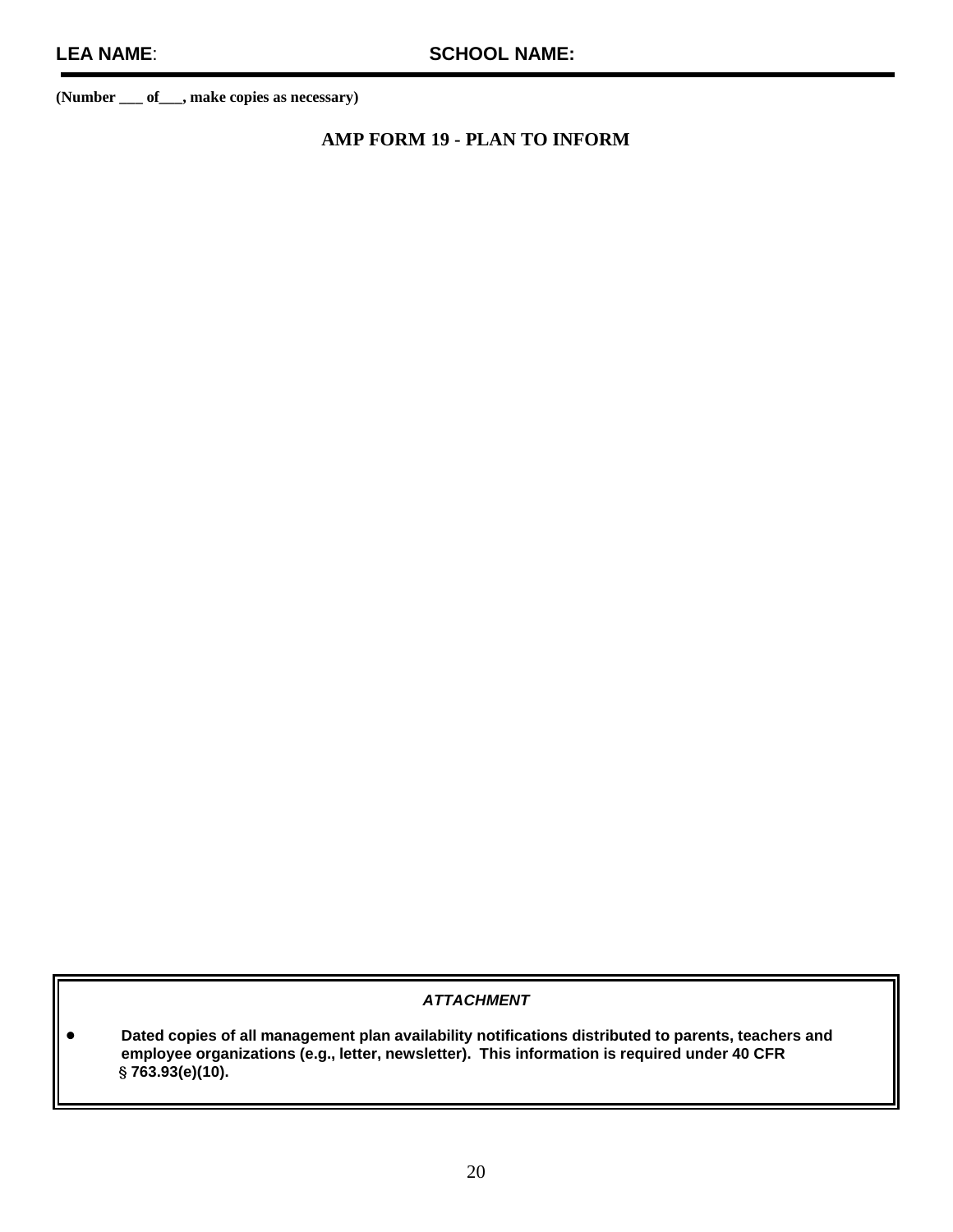**LEA NAME**: **SCHOOL NAME:**

**(Number ___ of___, make copies as necessary)**

## AMP FORM 19 - PLAN TO INFORM

***ATTACHMENT***

- **Dated copies of all management plan availability notifications distributed to parents, teachers and employee organizations (e.g., letter, newsletter). This information is required under 40 CFR § 763.93(e)(10).**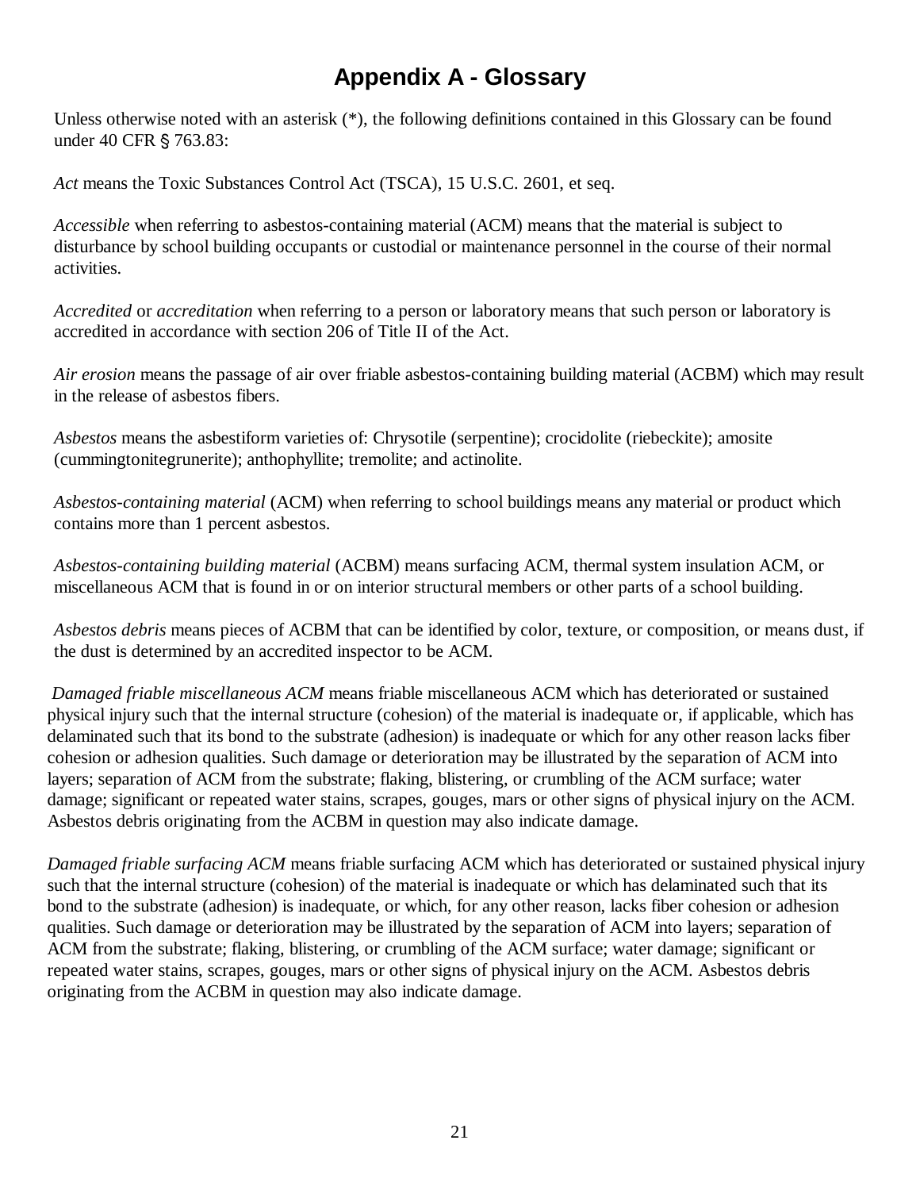# Appendix A - Glossary

Unless otherwise noted with an asterisk (*), the following definitions contained in this Glossary can be found under 40 CFR § 763.83:

*Act* means the Toxic Substances Control Act (TSCA), 15 U.S.C. 2601, et seq.

*Accessible* when referring to asbestos-containing material (ACM) means that the material is subject to disturbance by school building occupants or custodial or maintenance personnel in the course of their normal activities.

*Accredited* or *accreditation* when referring to a person or laboratory means that such person or laboratory is accredited in accordance with section 206 of Title II of the Act.

*Air erosion* means the passage of air over friable asbestos-containing building material (ACBM) which may result in the release of asbestos fibers.

*Asbestos* means the asbestiform varieties of: Chrysotile (serpentine); crocidolite (riebeckite); amosite (cummingtonitegrunerite); anthophyllite; tremolite; and actinolite.

*Asbestos-containing material* (ACM) when referring to school buildings means any material or product which contains more than 1 percent asbestos.

*Asbestos-containing building material* (ACBM) means surfacing ACM, thermal system insulation ACM, or miscellaneous ACM that is found in or on interior structural members or other parts of a school building.

*Asbestos debris* means pieces of ACBM that can be identified by color, texture, or composition, or means dust, if the dust is determined by an accredited inspector to be ACM.

*Damaged friable miscellaneous ACM* means friable miscellaneous ACM which has deteriorated or sustained physical injury such that the internal structure (cohesion) of the material is inadequate or, if applicable, which has delaminated such that its bond to the substrate (adhesion) is inadequate or which for any other reason lacks fiber cohesion or adhesion qualities. Such damage or deterioration may be illustrated by the separation of ACM into layers; separation of ACM from the substrate; flaking, blistering, or crumbling of the ACM surface; water damage; significant or repeated water stains, scrapes, gouges, mars or other signs of physical injury on the ACM. Asbestos debris originating from the ACBM in question may also indicate damage.

*Damaged friable surfacing ACM* means friable surfacing ACM which has deteriorated or sustained physical injury such that the internal structure (cohesion) of the material is inadequate or which has delaminated such that its bond to the substrate (adhesion) is inadequate, or which, for any other reason, lacks fiber cohesion or adhesion qualities. Such damage or deterioration may be illustrated by the separation of ACM into layers; separation of ACM from the substrate; flaking, blistering, or crumbling of the ACM surface; water damage; significant or repeated water stains, scrapes, gouges, mars or other signs of physical injury on the ACM. Asbestos debris originating from the ACBM in question may also indicate damage.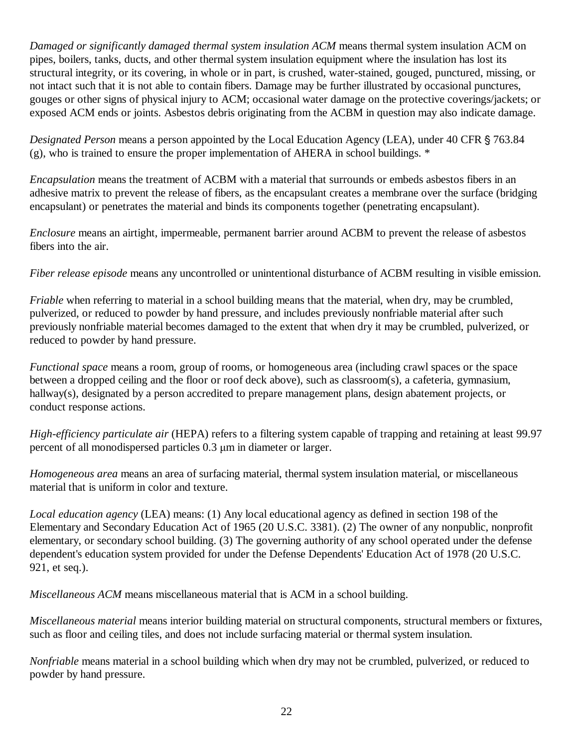*Damaged or significantly damaged thermal system insulation ACM* means thermal system insulation ACM on pipes, boilers, tanks, ducts, and other thermal system insulation equipment where the insulation has lost its structural integrity, or its covering, in whole or in part, is crushed, water-stained, gouged, punctured, missing, or not intact such that it is not able to contain fibers. Damage may be further illustrated by occasional punctures, gouges or other signs of physical injury to ACM; occasional water damage on the protective coverings/jackets; or exposed ACM ends or joints. Asbestos debris originating from the ACBM in question may also indicate damage.

*Designated Person* means a person appointed by the Local Education Agency (LEA), under 40 CFR § 763.84 (g), who is trained to ensure the proper implementation of AHERA in school buildings. *

*Encapsulation* means the treatment of ACBM with a material that surrounds or embeds asbestos fibers in an adhesive matrix to prevent the release of fibers, as the encapsulant creates a membrane over the surface (bridging encapsulant) or penetrates the material and binds its components together (penetrating encapsulant).

*Enclosure* means an airtight, impermeable, permanent barrier around ACBM to prevent the release of asbestos fibers into the air.

*Fiber release episode* means any uncontrolled or unintentional disturbance of ACBM resulting in visible emission.

*Friable* when referring to material in a school building means that the material, when dry, may be crumbled, pulverized, or reduced to powder by hand pressure, and includes previously nonfriable material after such previously nonfriable material becomes damaged to the extent that when dry it may be crumbled, pulverized, or reduced to powder by hand pressure.

*Functional space* means a room, group of rooms, or homogeneous area (including crawl spaces or the space between a dropped ceiling and the floor or roof deck above), such as classroom(s), a cafeteria, gymnasium, hallway(s), designated by a person accredited to prepare management plans, design abatement projects, or conduct response actions.

*High-efficiency particulate air* (HEPA) refers to a filtering system capable of trapping and retaining at least 99.97 percent of all monodispersed particles 0.3 μm in diameter or larger.

*Homogeneous area* means an area of surfacing material, thermal system insulation material, or miscellaneous material that is uniform in color and texture.

*Local education agency* (LEA) means: (1) Any local educational agency as defined in section 198 of the Elementary and Secondary Education Act of 1965 (20 U.S.C. 3381). (2) The owner of any nonpublic, nonprofit elementary, or secondary school building. (3) The governing authority of any school operated under the defense dependent's education system provided for under the Defense Dependents' Education Act of 1978 (20 U.S.C. 921, et seq.).

*Miscellaneous ACM* means miscellaneous material that is ACM in a school building.

*Miscellaneous material* means interior building material on structural components, structural members or fixtures, such as floor and ceiling tiles, and does not include surfacing material or thermal system insulation.

*Nonfriable* means material in a school building which when dry may not be crumbled, pulverized, or reduced to powder by hand pressure.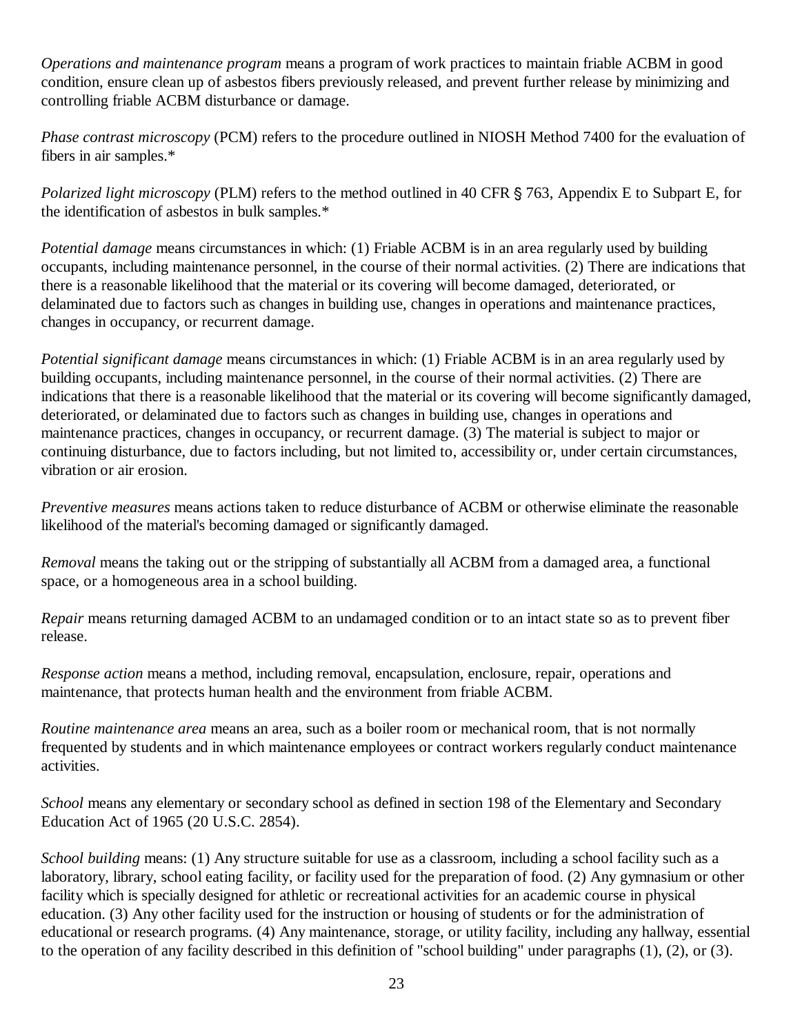*Operations and maintenance program* means a program of work practices to maintain friable ACBM in good condition, ensure clean up of asbestos fibers previously released, and prevent further release by minimizing and controlling friable ACBM disturbance or damage.

*Phase contrast microscopy* (PCM) refers to the procedure outlined in NIOSH Method 7400 for the evaluation of fibers in air samples.*

*Polarized light microscopy* (PLM) refers to the method outlined in 40 CFR § 763, Appendix E to Subpart E, for the identification of asbestos in bulk samples.*

*Potential damage* means circumstances in which: (1) Friable ACBM is in an area regularly used by building occupants, including maintenance personnel, in the course of their normal activities. (2) There are indications that there is a reasonable likelihood that the material or its covering will become damaged, deteriorated, or delaminated due to factors such as changes in building use, changes in operations and maintenance practices, changes in occupancy, or recurrent damage.

*Potential significant damage* means circumstances in which: (1) Friable ACBM is in an area regularly used by building occupants, including maintenance personnel, in the course of their normal activities. (2) There are indications that there is a reasonable likelihood that the material or its covering will become significantly damaged, deteriorated, or delaminated due to factors such as changes in building use, changes in operations and maintenance practices, changes in occupancy, or recurrent damage. (3) The material is subject to major or continuing disturbance, due to factors including, but not limited to, accessibility or, under certain circumstances, vibration or air erosion.

*Preventive measures* means actions taken to reduce disturbance of ACBM or otherwise eliminate the reasonable likelihood of the material's becoming damaged or significantly damaged.

*Removal* means the taking out or the stripping of substantially all ACBM from a damaged area, a functional space, or a homogeneous area in a school building.

*Repair* means returning damaged ACBM to an undamaged condition or to an intact state so as to prevent fiber release.

*Response action* means a method, including removal, encapsulation, enclosure, repair, operations and maintenance, that protects human health and the environment from friable ACBM.

*Routine maintenance area* means an area, such as a boiler room or mechanical room, that is not normally frequented by students and in which maintenance employees or contract workers regularly conduct maintenance activities.

*School* means any elementary or secondary school as defined in section 198 of the Elementary and Secondary Education Act of 1965 (20 U.S.C. 2854).

*School building* means: (1) Any structure suitable for use as a classroom, including a school facility such as a laboratory, library, school eating facility, or facility used for the preparation of food. (2) Any gymnasium or other facility which is specially designed for athletic or recreational activities for an academic course in physical education. (3) Any other facility used for the instruction or housing of students or for the administration of educational or research programs. (4) Any maintenance, storage, or utility facility, including any hallway, essential to the operation of any facility described in this definition of "school building" under paragraphs (1), (2), or (3).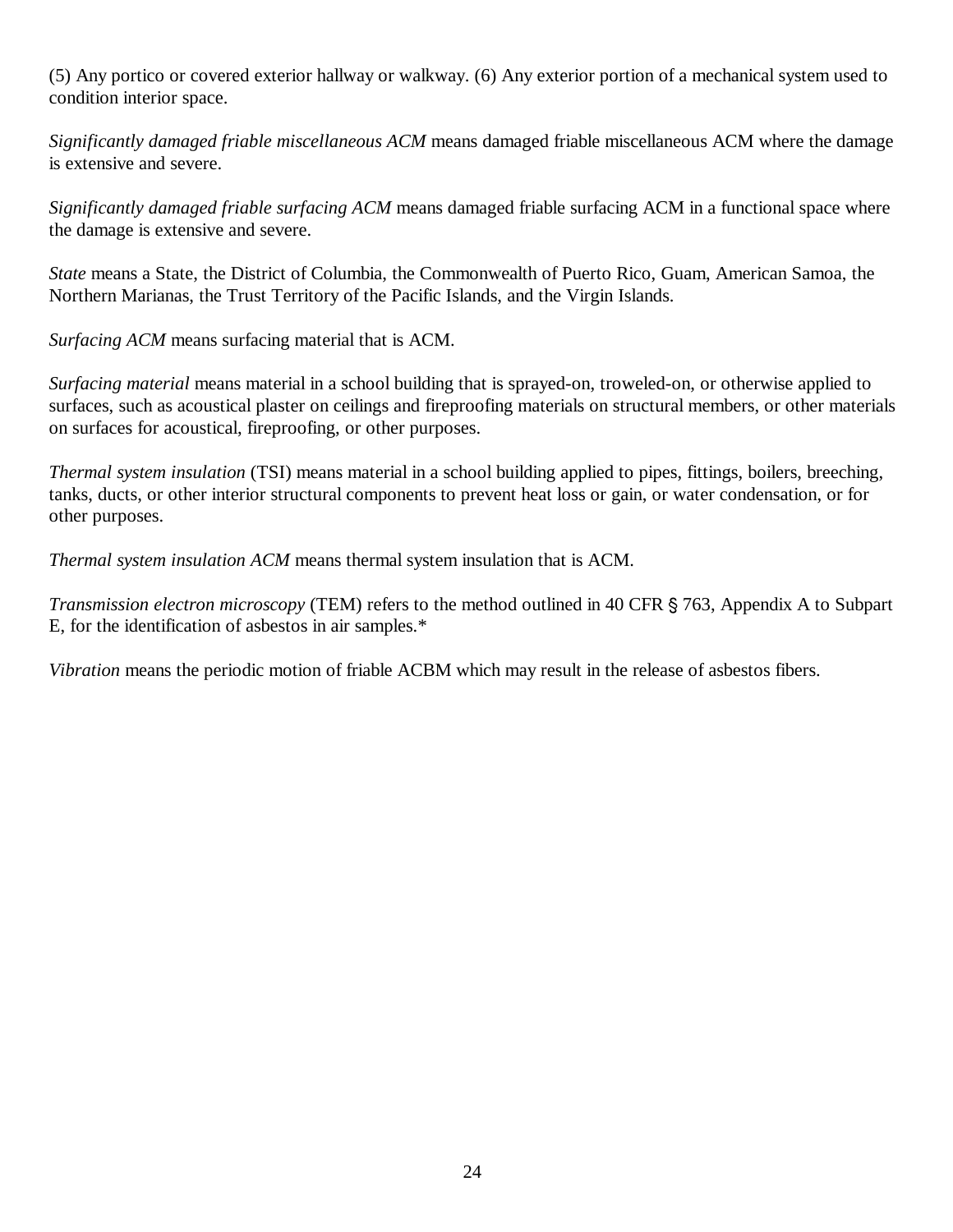(5) Any portico or covered exterior hallway or walkway. (6) Any exterior portion of a mechanical system used to condition interior space.

*Significantly damaged friable miscellaneous ACM* means damaged friable miscellaneous ACM where the damage is extensive and severe.

*Significantly damaged friable surfacing ACM* means damaged friable surfacing ACM in a functional space where the damage is extensive and severe.

*State* means a State, the District of Columbia, the Commonwealth of Puerto Rico, Guam, American Samoa, the Northern Marianas, the Trust Territory of the Pacific Islands, and the Virgin Islands.

*Surfacing ACM* means surfacing material that is ACM.

*Surfacing material* means material in a school building that is sprayed-on, troweled-on, or otherwise applied to surfaces, such as acoustical plaster on ceilings and fireproofing materials on structural members, or other materials on surfaces for acoustical, fireproofing, or other purposes.

*Thermal system insulation* (TSI) means material in a school building applied to pipes, fittings, boilers, breeching, tanks, ducts, or other interior structural components to prevent heat loss or gain, or water condensation, or for other purposes.

*Thermal system insulation ACM* means thermal system insulation that is ACM.

*Transmission electron microscopy* (TEM) refers to the method outlined in 40 CFR § 763, Appendix A to Subpart E, for the identification of asbestos in air samples.*

*Vibration* means the periodic motion of friable ACBM which may result in the release of asbestos fibers.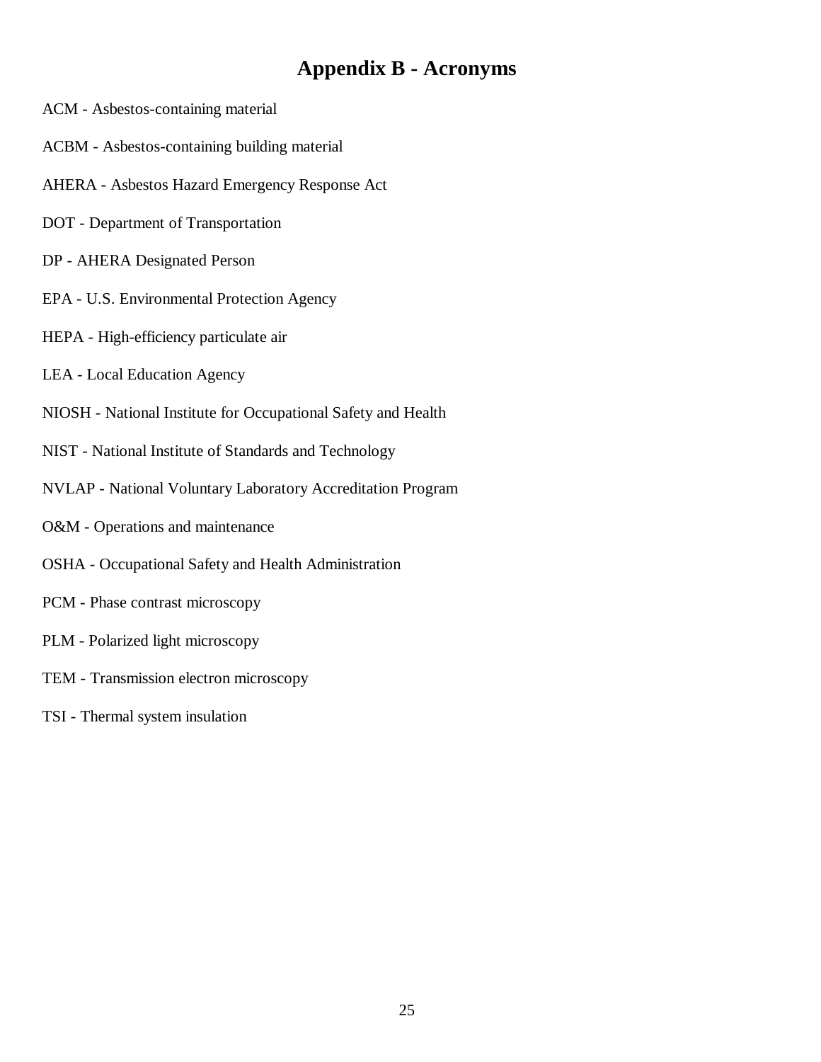# Appendix B - Acronyms

ACM - Asbestos-containing material

ACBM - Asbestos-containing building material

AHERA - Asbestos Hazard Emergency Response Act

DOT - Department of Transportation

DP - AHERA Designated Person

EPA - U.S. Environmental Protection Agency

HEPA - High-efficiency particulate air

LEA - Local Education Agency

NIOSH - National Institute for Occupational Safety and Health

NIST - National Institute of Standards and Technology

NVLAP - National Voluntary Laboratory Accreditation Program

O&M - Operations and maintenance

OSHA - Occupational Safety and Health Administration

PCM - Phase contrast microscopy

PLM - Polarized light microscopy

TEM - Transmission electron microscopy

TSI - Thermal system insulation